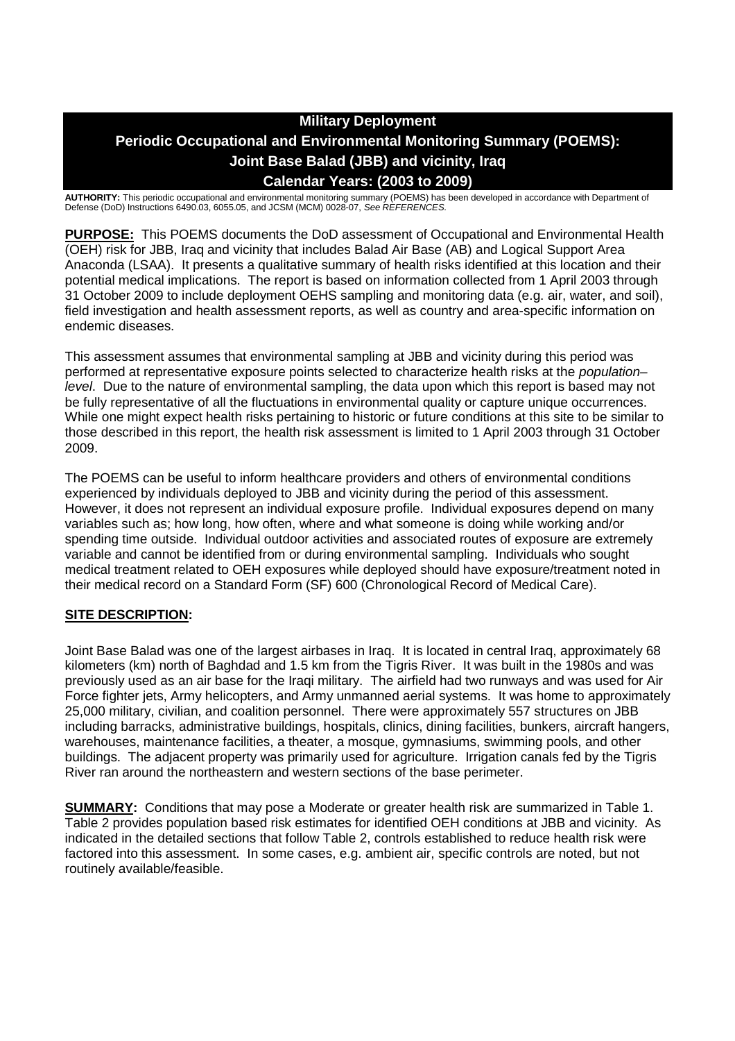# Military Deployment
# Periodic Occupational and Environmental Monitoring Summary (POEMS): Joint Base Balad (JBB) and vicinity, Iraq
# Calendar Years: (2003 to 2009)

**AUTHORITY:** This periodic occupational and environmental monitoring summary (POEMS) has been developed in accordance with Department of Defense (DoD) Instructions 6490.03, 6055.05, and JCSM (MCM) 0028-07, *See REFERENCES.*

**PURPOSE:** This POEMS documents the DoD assessment of Occupational and Environmental Health (OEH) risk for JBB, Iraq and vicinity that includes Balad Air Base (AB) and Logical Support Area Anaconda (LSAA). It presents a qualitative summary of health risks identified at this location and their potential medical implications. The report is based on information collected from 1 April 2003 through 31 October 2009 to include deployment OEHS sampling and monitoring data (e.g. air, water, and soil), field investigation and health assessment reports, as well as country and area-specific information on endemic diseases.

This assessment assumes that environmental sampling at JBB and vicinity during this period was performed at representative exposure points selected to characterize health risks at the *population–level*. Due to the nature of environmental sampling, the data upon which this report is based may not be fully representative of all the fluctuations in environmental quality or capture unique occurrences. While one might expect health risks pertaining to historic or future conditions at this site to be similar to those described in this report, the health risk assessment is limited to 1 April 2003 through 31 October 2009.

The POEMS can be useful to inform healthcare providers and others of environmental conditions experienced by individuals deployed to JBB and vicinity during the period of this assessment. However, it does not represent an individual exposure profile. Individual exposures depend on many variables such as; how long, how often, where and what someone is doing while working and/or spending time outside. Individual outdoor activities and associated routes of exposure are extremely variable and cannot be identified from or during environmental sampling. Individuals who sought medical treatment related to OEH exposures while deployed should have exposure/treatment noted in their medical record on a Standard Form (SF) 600 (Chronological Record of Medical Care).

## SITE DESCRIPTION:

Joint Base Balad was one of the largest airbases in Iraq. It is located in central Iraq, approximately 68 kilometers (km) north of Baghdad and 1.5 km from the Tigris River. It was built in the 1980s and was previously used as an air base for the Iraqi military. The airfield had two runways and was used for Air Force fighter jets, Army helicopters, and Army unmanned aerial systems. It was home to approximately 25,000 military, civilian, and coalition personnel. There were approximately 557 structures on JBB including barracks, administrative buildings, hospitals, clinics, dining facilities, bunkers, aircraft hangers, warehouses, maintenance facilities, a theater, a mosque, gymnasiums, swimming pools, and other buildings. The adjacent property was primarily used for agriculture. Irrigation canals fed by the Tigris River ran around the northeastern and western sections of the base perimeter.

**SUMMARY:** Conditions that may pose a Moderate or greater health risk are summarized in Table 1. Table 2 provides population based risk estimates for identified OEH conditions at JBB and vicinity. As indicated in the detailed sections that follow Table 2, controls established to reduce health risk were factored into this assessment. In some cases, e.g. ambient air, specific controls are noted, but not routinely available/feasible.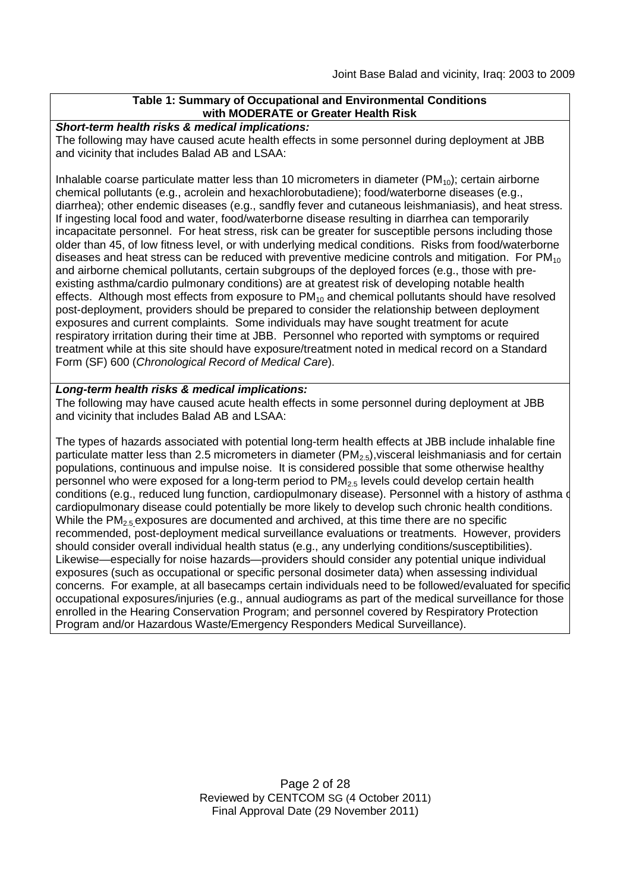**Table 1: Summary of Occupational and Environmental Conditions with MODERATE or Greater Health Risk**

***Short-term health risks & medical implications:***

The following may have caused acute health effects in some personnel during deployment at JBB and vicinity that includes Balad AB and LSAA:

Inhalable coarse particulate matter less than 10 micrometers in diameter ($PM_{10}$); certain airborne chemical pollutants (e.g., acrolein and hexachlorobutadiene); food/waterborne diseases (e.g., diarrhea); other endemic diseases (e.g., sandfly fever and cutaneous leishmaniasis), and heat stress. If ingesting local food and water, food/waterborne disease resulting in diarrhea can temporarily incapacitate personnel. For heat stress, risk can be greater for susceptible persons including those older than 45, of low fitness level, or with underlying medical conditions. Risks from food/waterborne diseases and heat stress can be reduced with preventive medicine controls and mitigation. For $PM_{10}$ and airborne chemical pollutants, certain subgroups of the deployed forces (e.g., those with pre-existing asthma/cardio pulmonary conditions) are at greatest risk of developing notable health effects. Although most effects from exposure to $PM_{10}$ and chemical pollutants should have resolved post-deployment, providers should be prepared to consider the relationship between deployment exposures and current complaints. Some individuals may have sought treatment for acute respiratory irritation during their time at JBB. Personnel who reported with symptoms or required treatment while at this site should have exposure/treatment noted in medical record on a Standard Form (SF) 600 (*Chronological Record of Medical Care*).

***Long-term health risks & medical implications:***

The following may have caused acute health effects in some personnel during deployment at JBB and vicinity that includes Balad AB and LSAA:

The types of hazards associated with potential long-term health effects at JBB include inhalable fine particulate matter less than 2.5 micrometers in diameter ($PM_{2.5}$),visceral leishmaniasis and for certain populations, continuous and impulse noise. It is considered possible that some otherwise healthy personnel who were exposed for a long-term period to $PM_{2.5}$ levels could develop certain health conditions (e.g., reduced lung function, cardiopulmonary disease). Personnel with a history of asthma or cardiopulmonary disease could potentially be more likely to develop such chronic health conditions. While the $PM_{2.5}$ exposures are documented and archived, at this time there are no specific recommended, post-deployment medical surveillance evaluations or treatments. However, providers should consider overall individual health status (e.g., any underlying conditions/susceptibilities). Likewise—especially for noise hazards—providers should consider any potential unique individual exposures (such as occupational or specific personal dosimeter data) when assessing individual concerns. For example, at all basecamps certain individuals need to be followed/evaluated for specific occupational exposures/injuries (e.g., annual audiograms as part of the medical surveillance for those enrolled in the Hearing Conservation Program; and personnel covered by Respiratory Protection Program and/or Hazardous Waste/Emergency Responders Medical Surveillance).

Reviewed by CENTCOM SG (4 October 2011)
Final Approval Date (29 November 2011)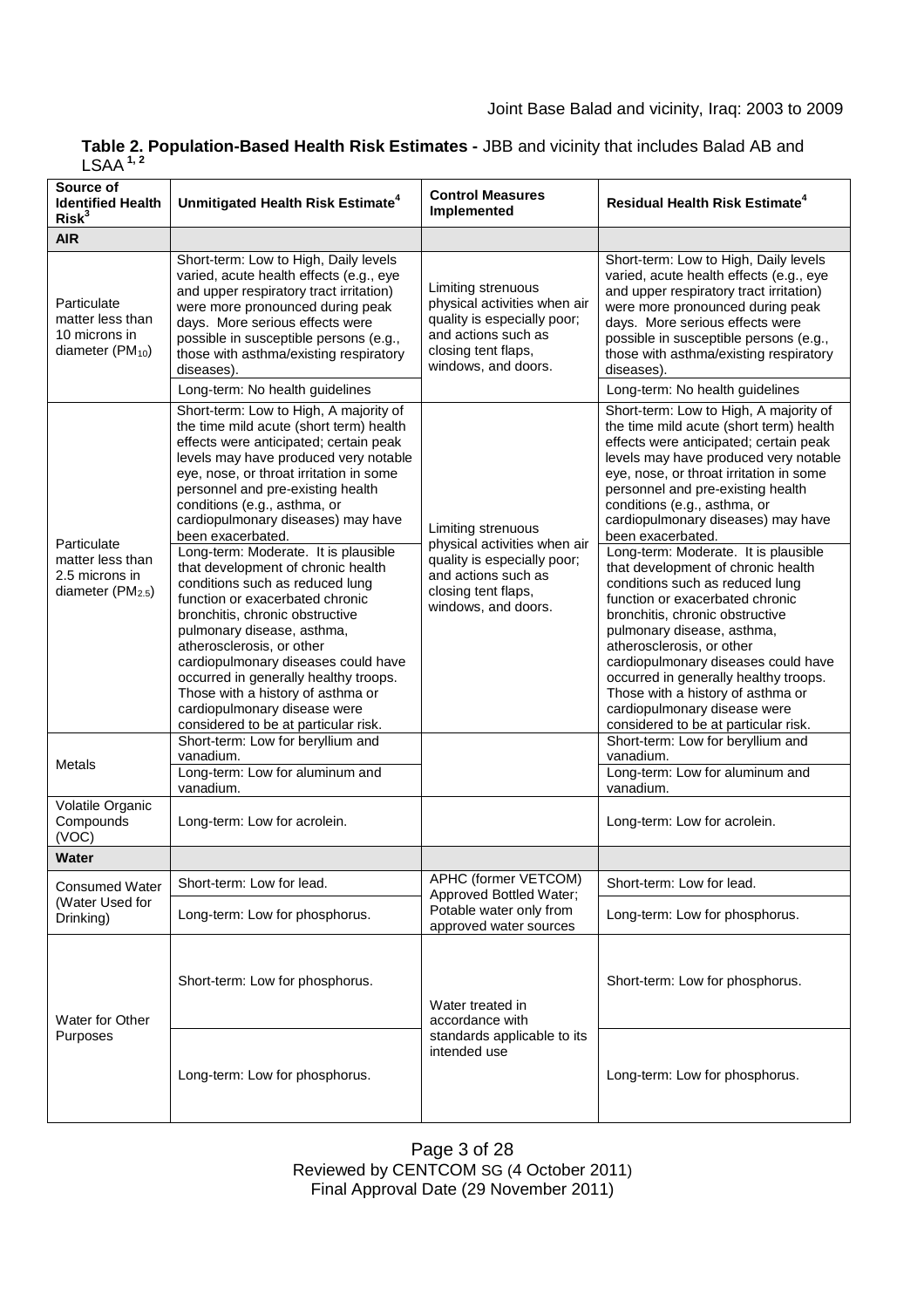**Table 2. Population-Based Health Risk Estimates -** JBB and vicinity that includes Balad AB and LSAA [1, 2]

| Source of Identified Health Risk[3] | Unmitigated Health Risk Estimate[4] | Control Measures Implemented | Residual Health Risk Estimate[4] |
|---|---|---|---|
| **AIR** | | | |
| Particulate matter less than 10 microns in diameter ($PM_{10}$) | Short-term: Low to High, Daily levels varied, acute health effects (e.g., eye and upper respiratory tract irritation) were more pronounced during peak days. More serious effects were possible in susceptible persons (e.g., those with asthma/existing respiratory diseases). | Limiting strenuous physical activities when air quality is especially poor; and actions such as closing tent flaps, windows, and doors. | Short-term: Low to High, Daily levels varied, acute health effects (e.g., eye and upper respiratory tract irritation) were more pronounced during peak days. More serious effects were possible in susceptible persons (e.g., those with asthma/existing respiratory diseases). |
| | Long-term: No health guidelines | | Long-term: No health guidelines |
| Particulate matter less than 2.5 microns in diameter ($PM_{2.5}$) | Short-term: Low to High, A majority of the time mild acute (short term) health effects were anticipated; certain peak levels may have produced very notable eye, nose, or throat irritation in some personnel and pre-existing health conditions (e.g., asthma, or cardiopulmonary diseases) may have been exacerbated. | Limiting strenuous physical activities when air quality is especially poor; and actions such as closing tent flaps, windows, and doors. | Short-term: Low to High, A majority of the time mild acute (short term) health effects were anticipated; certain peak levels may have produced very notable eye, nose, or throat irritation in some personnel and pre-existing health conditions (e.g., asthma, or cardiopulmonary diseases) may have been exacerbated. |
| | Long-term: Moderate. It is plausible that development of chronic health conditions such as reduced lung function or exacerbated chronic bronchitis, chronic obstructive pulmonary disease, asthma, atherosclerosis, or other cardiopulmonary diseases could have occurred in generally healthy troops. Those with a history of asthma or cardiopulmonary disease were considered to be at particular risk. | | Long-term: Moderate. It is plausible that development of chronic health conditions such as reduced lung function or exacerbated chronic bronchitis, chronic obstructive pulmonary disease, asthma, atherosclerosis, or other cardiopulmonary diseases could have occurred in generally healthy troops. Those with a history of asthma or cardiopulmonary disease were considered to be at particular risk. |
| Metals | Short-term: Low for beryllium and vanadium. | | Short-term: Low for beryllium and vanadium. |
| | Long-term: Low for aluminum and vanadium. | | Long-term: Low for aluminum and vanadium. |
| Volatile Organic Compounds (VOC) | Long-term: Low for acrolein. | | Long-term: Low for acrolein. |
| **Water** | | | |
| Consumed Water (Water Used for Drinking) | Short-term: Low for lead. | APHC (former VETCOM) Approved Bottled Water; Potable water only from approved water sources | Short-term: Low for lead. |
| | Long-term: Low for phosphorus. | | Long-term: Low for phosphorus. |
| Water for Other Purposes | Short-term: Low for phosphorus. | Water treated in accordance with standards applicable to its intended use | Short-term: Low for phosphorus. |
| | Long-term: Low for phosphorus. | | Long-term: Low for phosphorus. |

Reviewed by CENTCOM SG (4 October 2011)
Final Approval Date (29 November 2011)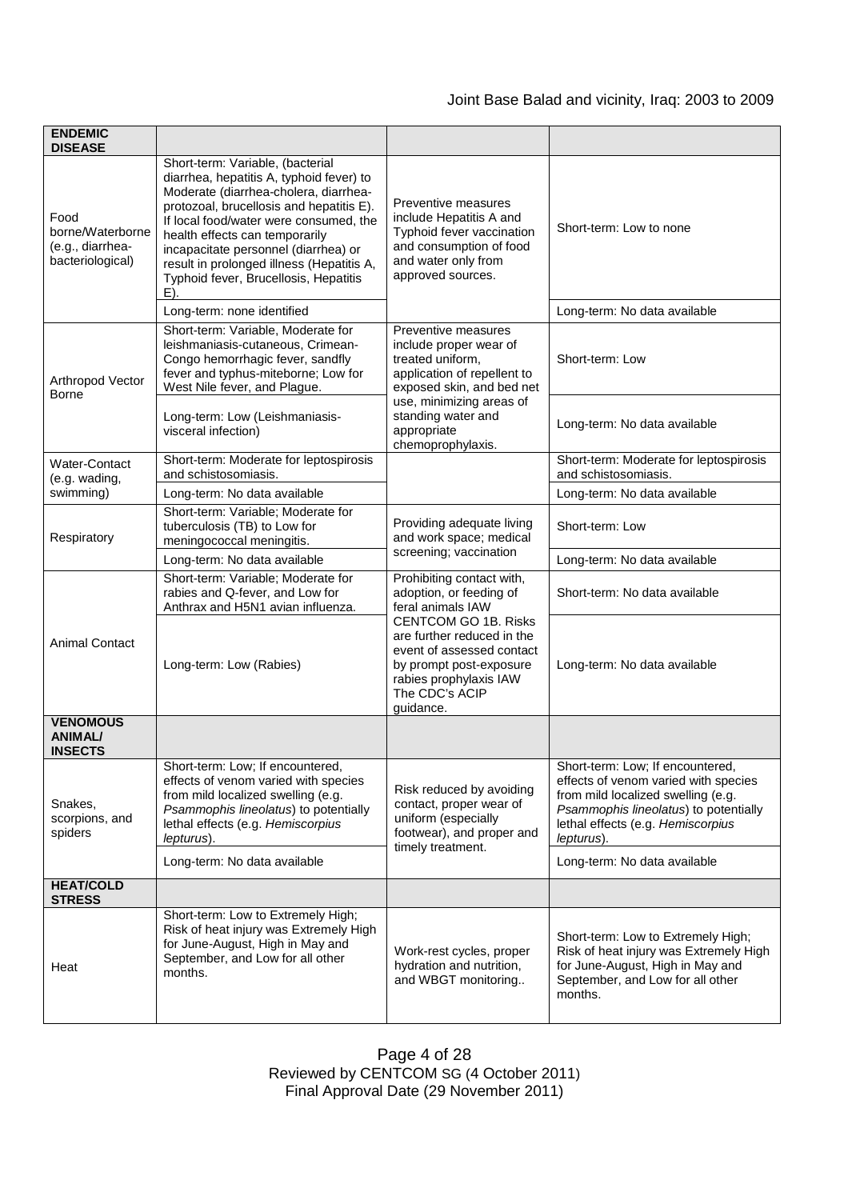| | | | |
|---|---|---|---|
| **ENDEMIC DISEASE** | | | |
| Food borne/Waterborne (e.g., diarrhea-bacteriological) | Short-term: Variable, (bacterial diarrhea, hepatitis A, typhoid fever) to Moderate (diarrhea-cholera, diarrhea-protozoal, brucellosis and hepatitis E). If local food/water were consumed, the health effects can temporarily incapacitate personnel (diarrhea) or result in prolonged illness (Hepatitis A, Typhoid fever, Brucellosis, Hepatitis E). | Preventive measures include Hepatitis A and Typhoid fever vaccination and consumption of food and water only from approved sources. | Short-term: Low to none |
| | Long-term: none identified | | Long-term: No data available |
| Arthropod Vector Borne | Short-term: Variable, Moderate for leishmaniasis-cutaneous, Crimean-Congo hemorrhagic fever, sandfly fever and typhus-miteborne; Low for West Nile fever, and Plague. | Preventive measures include proper wear of treated uniform, application of repellent to exposed skin, and bed net use, minimizing areas of standing water and appropriate chemophrophylaxis. | Short-term: Low |
| | Long-term: Low (Leishmaniasis-visceral infection) | | Long-term: No data available |
| Water-Contact (e.g. wading, swimming) | Short-term: Moderate for leptospirosis and schistosomiasis. | | Short-term: Moderate for leptospirosis and schistosomiasis. |
| | Long-term: No data available | | Long-term: No data available |
| Respiratory | Short-term: Variable; Moderate for tuberculosis (TB) to Low for meningococcal meningitis. | Providing adequate living and work space; medical screening; vaccination | Short-term: Low |
| | Long-term: No data available | | Long-term: No data available |
| Animal Contact | Short-term: Variable; Moderate for rabies and Q-fever, and Low for Anthrax and H5N1 avian influenza. | Prohibiting contact with, adoption, or feeding of feral animals IAW CENTCOM GO 1B. Risks are further reduced in the event of assessed contact by prompt post-exposure rabies prophylaxis IAW The CDC's ACIP guidance. | Short-term: No data available |
| | Long-term: Low (Rabies) | | Long-term: No data available |
| **VENOMOUS ANIMAL/ INSECTS** | | | |
| Snakes, scorpions, and spiders | Short-term: Low; If encountered, effects of venom varied with species from mild localized swelling (e.g. *Psammophis lineolatus*) to potentially lethal effects (e.g. *Hemiscorpius lepturus*). | Risk reduced by avoiding contact, proper wear of uniform (especially footwear), and proper and timely treatment. | Short-term: Low; If encountered, effects of venom varied with species from mild localized swelling (e.g. *Psammophis lineolatus*) to potentially lethal effects (e.g. *Hemiscorpius lepturus*). |
| | Long-term: No data available | | Long-term: No data available |
| **HEAT/COLD STRESS** | | | |
| Heat | Short-term: Low to Extremely High; Risk of heat injury was Extremely High for June-August, High in May and September, and Low for all other months. | Work-rest cycles, proper hydration and nutrition, and WBGT monitoring.. | Short-term: Low to Extremely High; Risk of heat injury was Extremely High for June-August, High in May and September, and Low for all other months. |

Reviewed by CENTCOM SG (4 October 2011)
Final Approval Date (29 November 2011)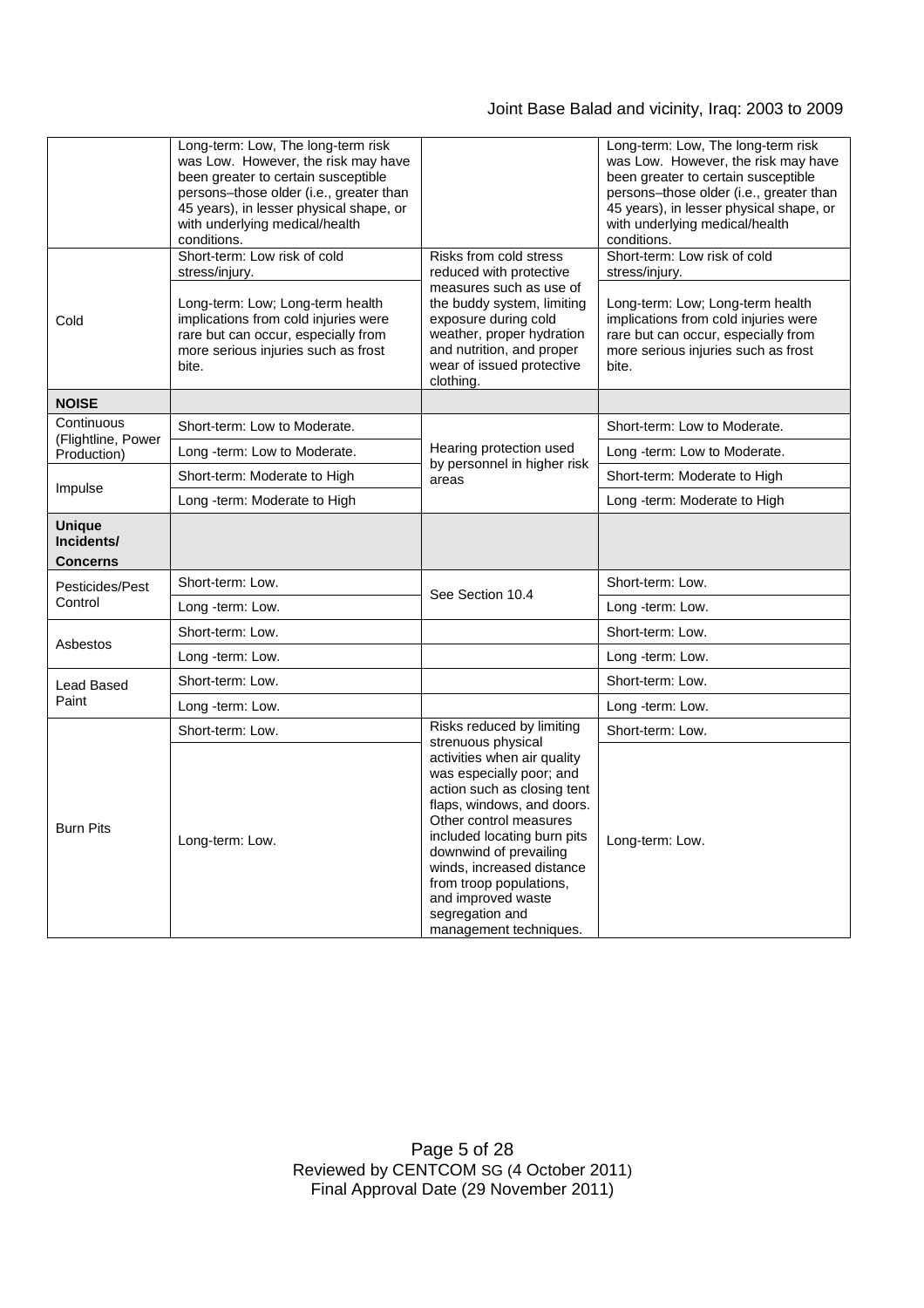| | | | |
|---|---|---|---|
| | Long-term: Low, The long-term risk was Low. However, the risk may have been greater to certain susceptible persons–those older (i.e., greater than 45 years), in lesser physical shape, or with underlying medical/health conditions. | | Long-term: Low, The long-term risk was Low. However, the risk may have been greater to certain susceptible persons–those older (i.e., greater than 45 years), in lesser physical shape, or with underlying medical/health conditions. |
| Cold | Short-term: Low risk of cold stress/injury. | Risks from cold stress reduced with protective measures such as use of the buddy system, limiting exposure during cold weather, proper hydration and nutrition, and proper wear of issued protective clothing. | Short-term: Low risk of cold stress/injury. |
| | Long-term: Low; Long-term health implications from cold injuries were rare but can occur, especially from more serious injuries such as frost bite. | | Long-term: Low; Long-term health implications from cold injuries were rare but can occur, especially from more serious injuries such as frost bite. |
| **NOISE** | | | |
| Continuous (Flightline, Power Production) | Short-term: Low to Moderate. | Hearing protection used by personnel in higher risk areas | Short-term: Low to Moderate. |
| | Long -term: Low to Moderate. | | Long -term: Low to Moderate. |
| Impulse | Short-term: Moderate to High | | Short-term: Moderate to High |
| | Long -term: Moderate to High | | Long -term: Moderate to High |
| **Unique Incidents/ Concerns** | | | |
| Pesticides/Pest Control | Short-term: Low. | See Section 10.4 | Short-term: Low. |
| | Long -term: Low. | | Long -term: Low. |
| Asbestos | Short-term: Low. | | Short-term: Low. |
| | Long -term: Low. | | Long -term: Low. |
| Lead Based Paint | Short-term: Low. | | Short-term: Low. |
| | Long -term: Low. | | Long -term: Low. |
| Burn Pits | Short-term: Low. | Risks reduced by limiting strenuous physical activities when air quality was especially poor; and action such as closing tent flaps, windows, and doors. Other control measures included locating burn pits downwind of prevailing winds, increased distance from troop populations, and improved waste segregation and management techniques. | Short-term: Low. |
| | Long-term: Low. | | Long-term: Low. |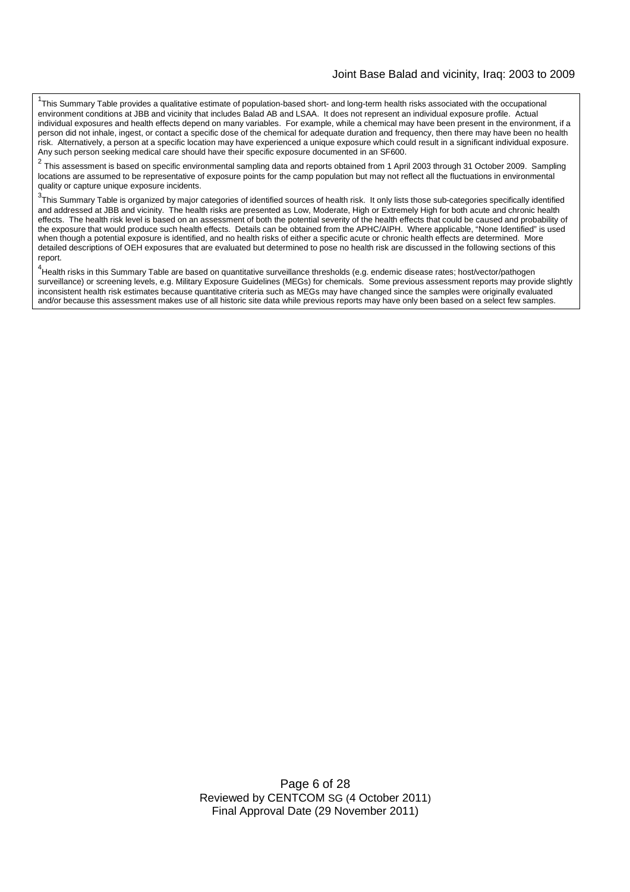[1]This Summary Table provides a qualitative estimate of population-based short- and long-term health risks associated with the occupational environment conditions at JBB and vicinity that includes Balad AB and LSAA. It does not represent an individual exposure profile. Actual individual exposures and health effects depend on many variables. For example, while a chemical may have been present in the environment, if a person did not inhale, ingest, or contact a specific dose of the chemical for adequate duration and frequency, then there may have been no health risk. Alternatively, a person at a specific location may have experienced a unique exposure which could result in a significant individual exposure. Any such person seeking medical care should have their specific exposure documented in an SF600.

[2] This assessment is based on specific environmental sampling data and reports obtained from 1 April 2003 through 31 October 2009. Sampling locations are assumed to be representative of exposure points for the camp population but may not reflect all the fluctuations in environmental quality or capture unique exposure incidents.

[3]This Summary Table is organized by major categories of identified sources of health risk. It only lists those sub-categories specifically identified and addressed at JBB and vicinity. The health risks are presented as Low, Moderate, High or Extremely High for both acute and chronic health effects. The health risk level is based on an assessment of both the potential severity of the health effects that could be caused and probability of the exposure that would produce such health effects. Details can be obtained from the APHC/AIPH. Where applicable, "None Identified" is used when though a potential exposure is identified, and no health risks of either a specific acute or chronic health effects are determined. More detailed descriptions of OEH exposures that are evaluated but determined to pose no health risk are discussed in the following sections of this report.

[4]Health risks in this Summary Table are based on quantitative surveillance thresholds (e.g. endemic disease rates; host/vector/pathogen surveillance) or screening levels, e.g. Military Exposure Guidelines (MEGs) for chemicals. Some previous assessment reports may provide slightly inconsistent health risk estimates because quantitative criteria such as MEGs may have changed since the samples were originally evaluated and/or because this assessment makes use of all historic site data while previous reports may have only been based on a select few samples.

Reviewed by CENTCOM SG (4 October 2011)
Final Approval Date (29 November 2011)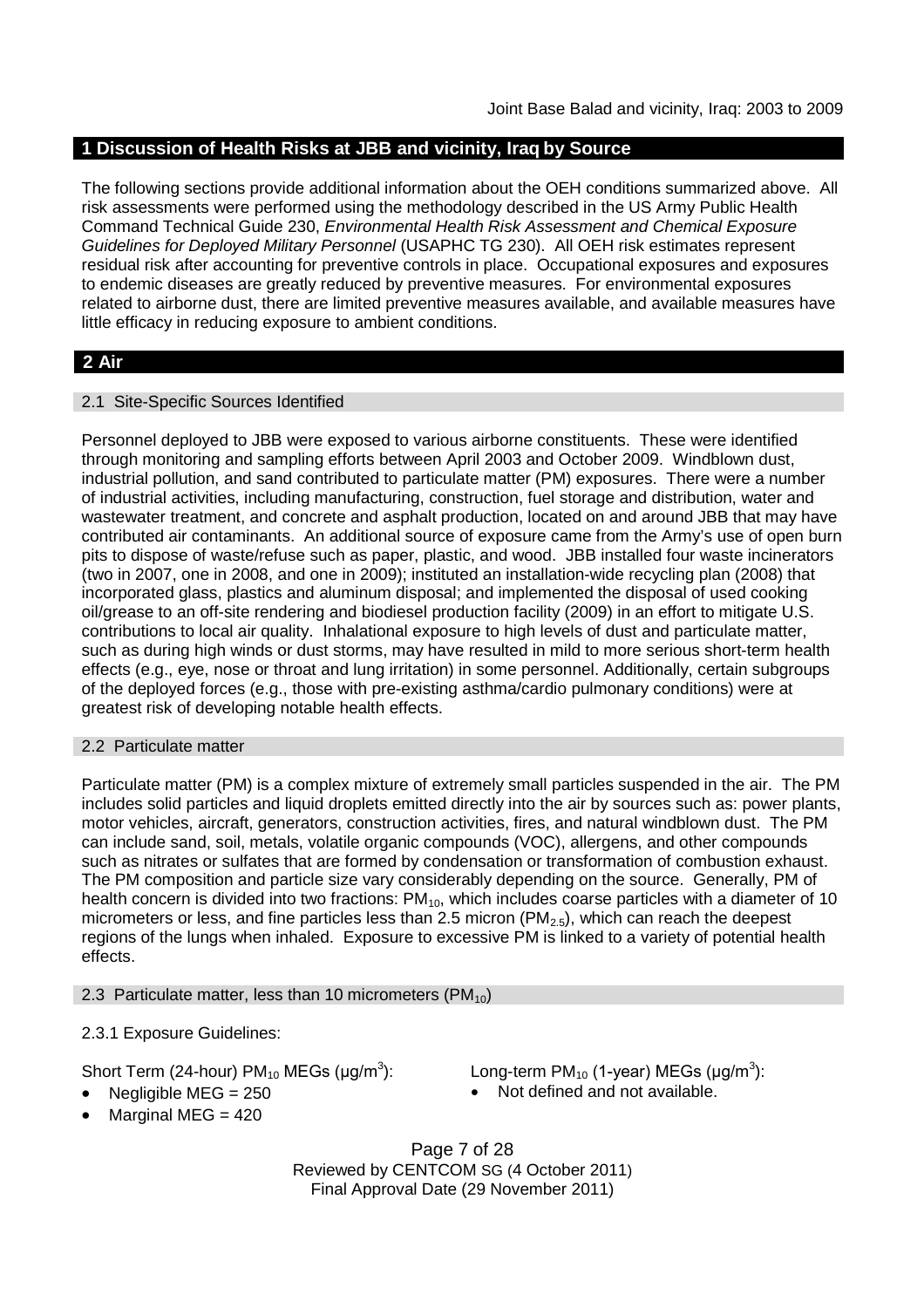## 1 Discussion of Health Risks at JBB and vicinity, Iraq by Source

The following sections provide additional information about the OEH conditions summarized above. All risk assessments were performed using the methodology described in the US Army Public Health Command Technical Guide 230, *Environmental Health Risk Assessment and Chemical Exposure Guidelines for Deployed Military Personnel* (USAPHC TG 230). All OEH risk estimates represent residual risk after accounting for preventive controls in place. Occupational exposures and exposures to endemic diseases are greatly reduced by preventive measures. For environmental exposures related to airborne dust, there are limited preventive measures available, and available measures have little efficacy in reducing exposure to ambient conditions.

## 2 Air

### 2.1 Site-Specific Sources Identified

Personnel deployed to JBB were exposed to various airborne constituents. These were identified through monitoring and sampling efforts between April 2003 and October 2009. Windblown dust, industrial pollution, and sand contributed to particulate matter (PM) exposures. There were a number of industrial activities, including manufacturing, construction, fuel storage and distribution, water and wastewater treatment, and concrete and asphalt production, located on and around JBB that may have contributed air contaminants. An additional source of exposure came from the Army's use of open burn pits to dispose of waste/refuse such as paper, plastic, and wood. JBB installed four waste incinerators (two in 2007, one in 2008, and one in 2009); instituted an installation-wide recycling plan (2008) that incorporated glass, plastics and aluminum disposal; and implemented the disposal of used cooking oil/grease to an off-site rendering and biodiesel production facility (2009) in an effort to mitigate U.S. contributions to local air quality. Inhalational exposure to high levels of dust and particulate matter, such as during high winds or dust storms, may have resulted in mild to more serious short-term health effects (e.g., eye, nose or throat and lung irritation) in some personnel. Additionally, certain subgroups of the deployed forces (e.g., those with pre-existing asthma/cardio pulmonary conditions) were at greatest risk of developing notable health effects.

### 2.2 Particulate matter

Particulate matter (PM) is a complex mixture of extremely small particles suspended in the air. The PM includes solid particles and liquid droplets emitted directly into the air by sources such as: power plants, motor vehicles, aircraft, generators, construction activities, fires, and natural windblown dust. The PM can include sand, soil, metals, volatile organic compounds (VOC), allergens, and other compounds such as nitrates or sulfates that are formed by condensation or transformation of combustion exhaust. The PM composition and particle size vary considerably depending on the source. Generally, PM of health concern is divided into two fractions: $PM_{10}$, which includes coarse particles with a diameter of 10 micrometers or less, and fine particles less than 2.5 micron ($PM_{2.5}$), which can reach the deepest regions of the lungs when inhaled. Exposure to excessive PM is linked to a variety of potential health effects.

### 2.3 Particulate matter, less than 10 micrometers ($PM_{10}$)

2.3.1 Exposure Guidelines:

Short Term (24-hour) $PM_{10}$ MEGs ($\mu g/m^3$):

- Negligible MEG = 250
- Marginal MEG = 420

Long-term $PM_{10}$ (1-year) MEGs ($\mu g/m^3$):

- Not defined and not available.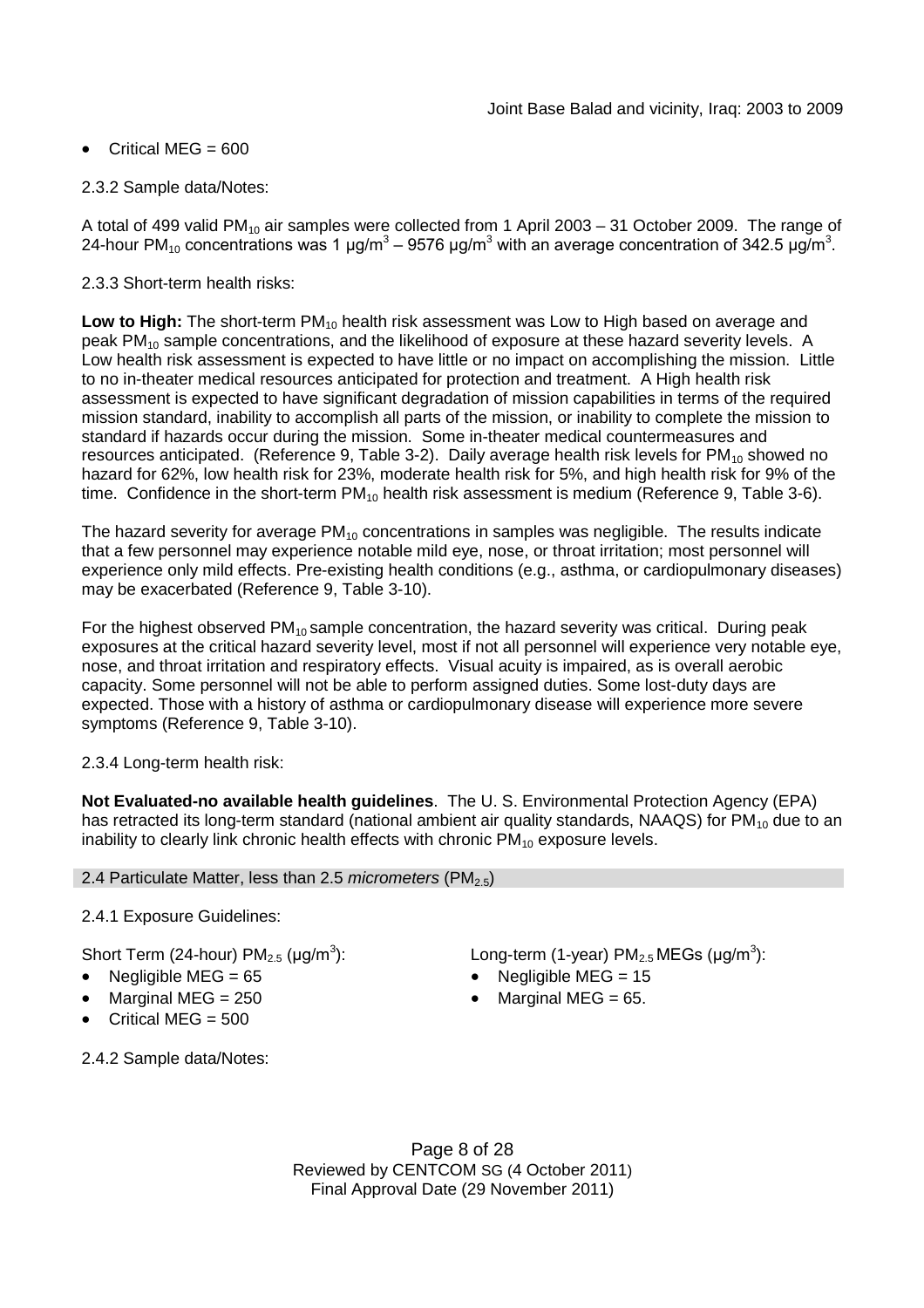- Critical MEG = 600

2.3.2 Sample data/Notes:

A total of 499 valid $PM_{10}$ air samples were collected from 1 April 2003 – 31 October 2009. The range of 24-hour $PM_{10}$ concentrations was 1 $\mu g/m^3$ – 9576 $\mu g/m^3$ with an average concentration of 342.5 $\mu g/m^3$.

2.3.3 Short-term health risks:

**Low to High:** The short-term $PM_{10}$ health risk assessment was Low to High based on average and peak $PM_{10}$ sample concentrations, and the likelihood of exposure at these hazard severity levels. A Low health risk assessment is expected to have little or no impact on accomplishing the mission. Little to no in-theater medical resources anticipated for protection and treatment. A High health risk assessment is expected to have significant degradation of mission capabilities in terms of the required mission standard, inability to accomplish all parts of the mission, or inability to complete the mission to standard if hazards occur during the mission. Some in-theater medical countermeasures and resources anticipated. (Reference 9, Table 3-2). Daily average health risk levels for $PM_{10}$ showed no hazard for 62%, low health risk for 23%, moderate health risk for 5%, and high health risk for 9% of the time. Confidence in the short-term $PM_{10}$ health risk assessment is medium (Reference 9, Table 3-6).

The hazard severity for average $PM_{10}$ concentrations in samples was negligible. The results indicate that a few personnel may experience notable mild eye, nose, or throat irritation; most personnel will experience only mild effects. Pre-existing health conditions (e.g., asthma, or cardiopulmonary diseases) may be exacerbated (Reference 9, Table 3-10).

For the highest observed $PM_{10}$ sample concentration, the hazard severity was critical. During peak exposures at the critical hazard severity level, most if not all personnel will experience very notable eye, nose, and throat irritation and respiratory effects. Visual acuity is impaired, as is overall aerobic capacity. Some personnel will not be able to perform assigned duties. Some lost-duty days are expected. Those with a history of asthma or cardiopulmonary disease will experience more severe symptoms (Reference 9, Table 3-10).

2.3.4 Long-term health risk:

**Not Evaluated-no available health guidelines**. The U. S. Environmental Protection Agency (EPA) has retracted its long-term standard (national ambient air quality standards, NAAQS) for $PM_{10}$ due to an inability to clearly link chronic health effects with chronic $PM_{10}$ exposure levels.

### 2.4 Particulate Matter, less than 2.5 *micrometers* ($PM_{2.5}$)

2.4.1 Exposure Guidelines:

Short Term (24-hour) $PM_{2.5}$ ($\mu g/m^3$):

- Negligible MEG = 65
- Marginal MEG = 250
- Critical MEG = 500

Long-term (1-year) $PM_{2.5}$ MEGs ($\mu g/m^3$):

- Negligible MEG = 15
- Marginal MEG = 65.

2.4.2 Sample data/Notes: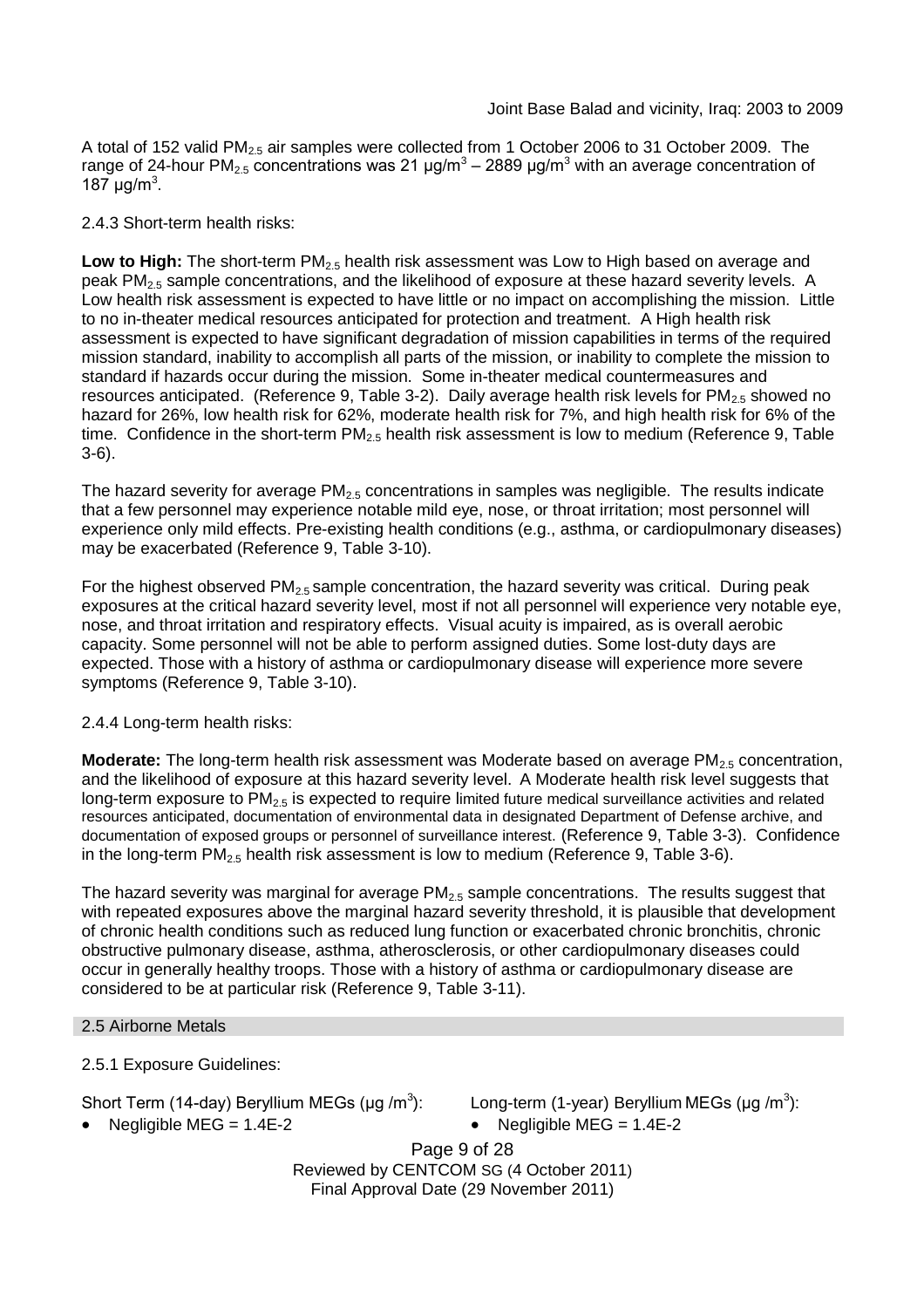A total of 152 valid $PM_{2.5}$ air samples were collected from 1 October 2006 to 31 October 2009. The range of 24-hour $PM_{2.5}$ concentrations was 21 $\mu g/m^3$ – 2889 $\mu g/m^3$ with an average concentration of 187 $\mu g/m^3$.

2.4.3 Short-term health risks:

**Low to High:** The short-term $PM_{2.5}$ health risk assessment was Low to High based on average and peak $PM_{2.5}$ sample concentrations, and the likelihood of exposure at these hazard severity levels. A Low health risk assessment is expected to have little or no impact on accomplishing the mission. Little to no in-theater medical resources anticipated for protection and treatment. A High health risk assessment is expected to have significant degradation of mission capabilities in terms of the required mission standard, inability to accomplish all parts of the mission, or inability to complete the mission to standard if hazards occur during the mission. Some in-theater medical countermeasures and resources anticipated. (Reference 9, Table 3-2). Daily average health risk levels for $PM_{2.5}$ showed no hazard for 26%, low health risk for 62%, moderate health risk for 7%, and high health risk for 6% of the time. Confidence in the short-term $PM_{2.5}$ health risk assessment is low to medium (Reference 9, Table 3-6).

The hazard severity for average $PM_{2.5}$ concentrations in samples was negligible. The results indicate that a few personnel may experience notable mild eye, nose, or throat irritation; most personnel will experience only mild effects. Pre-existing health conditions (e.g., asthma, or cardiopulmonary diseases) may be exacerbated (Reference 9, Table 3-10).

For the highest observed $PM_{2.5}$ sample concentration, the hazard severity was critical. During peak exposures at the critical hazard severity level, most if not all personnel will experience very notable eye, nose, and throat irritation and respiratory effects. Visual acuity is impaired, as is overall aerobic capacity. Some personnel will not be able to perform assigned duties. Some lost-duty days are expected. Those with a history of asthma or cardiopulmonary disease will experience more severe symptoms (Reference 9, Table 3-10).

2.4.4 Long-term health risks:

**Moderate:** The long-term health risk assessment was Moderate based on average $PM_{2.5}$ concentration, and the likelihood of exposure at this hazard severity level. A Moderate health risk level suggests that long-term exposure to $PM_{2.5}$ is expected to require limited future medical surveillance activities and related resources anticipated, documentation of environmental data in designated Department of Defense archive, and documentation of exposed groups or personnel of surveillance interest. (Reference 9, Table 3-3). Confidence in the long-term $PM_{2.5}$ health risk assessment is low to medium (Reference 9, Table 3-6).

The hazard severity was marginal for average $PM_{2.5}$ sample concentrations. The results suggest that with repeated exposures above the marginal hazard severity threshold, it is plausible that development of chronic health conditions such as reduced lung function or exacerbated chronic bronchitis, chronic obstructive pulmonary disease, asthma, atherosclerosis, or other cardiopulmonary diseases could occur in generally healthy troops. Those with a history of asthma or cardiopulmonary disease are considered to be at particular risk (Reference 9, Table 3-11).

## 2.5 Airborne Metals

2.5.1 Exposure Guidelines:

Short Term (14-day) Beryllium MEGs ($\mu g/m^3$):

- Negligible MEG = 1.4E-2

Long-term (1-year) Beryllium MEGs ($\mu g/m^3$):

- Negligible MEG = 1.4E-2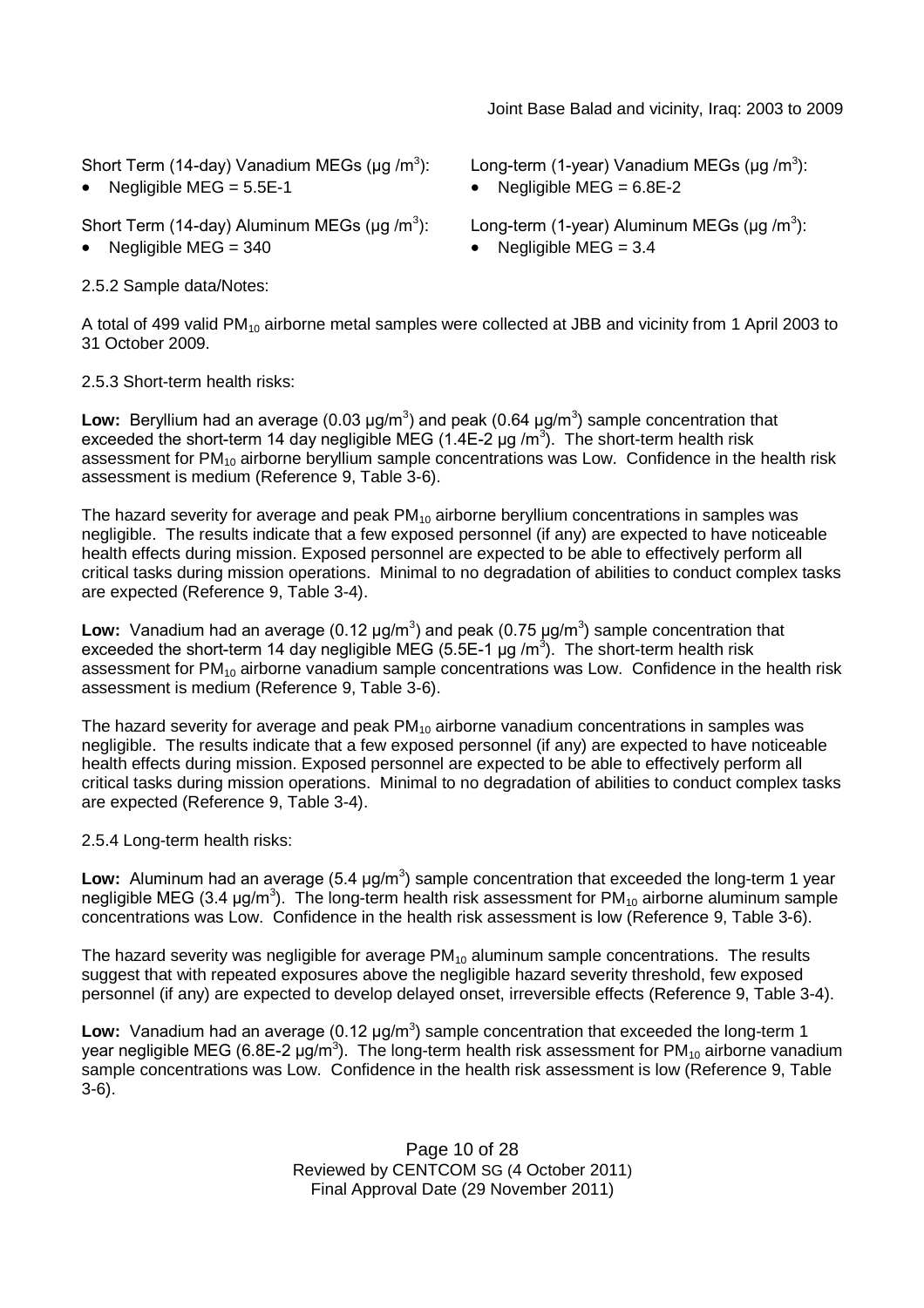Short Term (14-day) Vanadium MEGs (µg /m$^3$):

- Negligible MEG = 5.5E-1

Long-term (1-year) Vanadium MEGs (µg /m$^3$):

- Negligible MEG = 6.8E-2

Short Term (14-day) Aluminum MEGs (µg /m$^3$):

- Negligible MEG = 340

Long-term (1-year) Aluminum MEGs (µg /m$^3$):

- Negligible MEG = 3.4

2.5.2 Sample data/Notes:

A total of 499 valid $PM_{10}$ airborne metal samples were collected at JBB and vicinity from 1 April 2003 to 31 October 2009.

2.5.3 Short-term health risks:

**Low:** Beryllium had an average (0.03 µg/m$^3$) and peak (0.64 µg/m$^3$) sample concentration that exceeded the short-term 14 day negligible MEG (1.4E-2 µg /m$^3$). The short-term health risk assessment for $PM_{10}$ airborne beryllium sample concentrations was Low. Confidence in the health risk assessment is medium (Reference 9, Table 3-6).

The hazard severity for average and peak $PM_{10}$ airborne beryllium concentrations in samples was negligible. The results indicate that a few exposed personnel (if any) are expected to have noticeable health effects during mission. Exposed personnel are expected to be able to effectively perform all critical tasks during mission operations. Minimal to no degradation of abilities to conduct complex tasks are expected (Reference 9, Table 3-4).

**Low:** Vanadium had an average (0.12 µg/m$^3$) and peak (0.75 µg/m$^3$) sample concentration that exceeded the short-term 14 day negligible MEG (5.5E-1 µg /m$^3$). The short-term health risk assessment for $PM_{10}$ airborne vanadium sample concentrations was Low. Confidence in the health risk assessment is medium (Reference 9, Table 3-6).

The hazard severity for average and peak $PM_{10}$ airborne vanadium concentrations in samples was negligible. The results indicate that a few exposed personnel (if any) are expected to have noticeable health effects during mission. Exposed personnel are expected to be able to effectively perform all critical tasks during mission operations. Minimal to no degradation of abilities to conduct complex tasks are expected (Reference 9, Table 3-4).

2.5.4 Long-term health risks:

**Low:** Aluminum had an average (5.4 µg/m$^3$) sample concentration that exceeded the long-term 1 year negligible MEG (3.4 µg/m$^3$). The long-term health risk assessment for $PM_{10}$ airborne aluminum sample concentrations was Low. Confidence in the health risk assessment is low (Reference 9, Table 3-6).

The hazard severity was negligible for average $PM_{10}$ aluminum sample concentrations. The results suggest that with repeated exposures above the negligible hazard severity threshold, few exposed personnel (if any) are expected to develop delayed onset, irreversible effects (Reference 9, Table 3-4).

**Low:** Vanadium had an average (0.12 µg/m$^3$) sample concentration that exceeded the long-term 1 year negligible MEG (6.8E-2 µg/m$^3$). The long-term health risk assessment for $PM_{10}$ airborne vanadium sample concentrations was Low. Confidence in the health risk assessment is low (Reference 9, Table 3-6).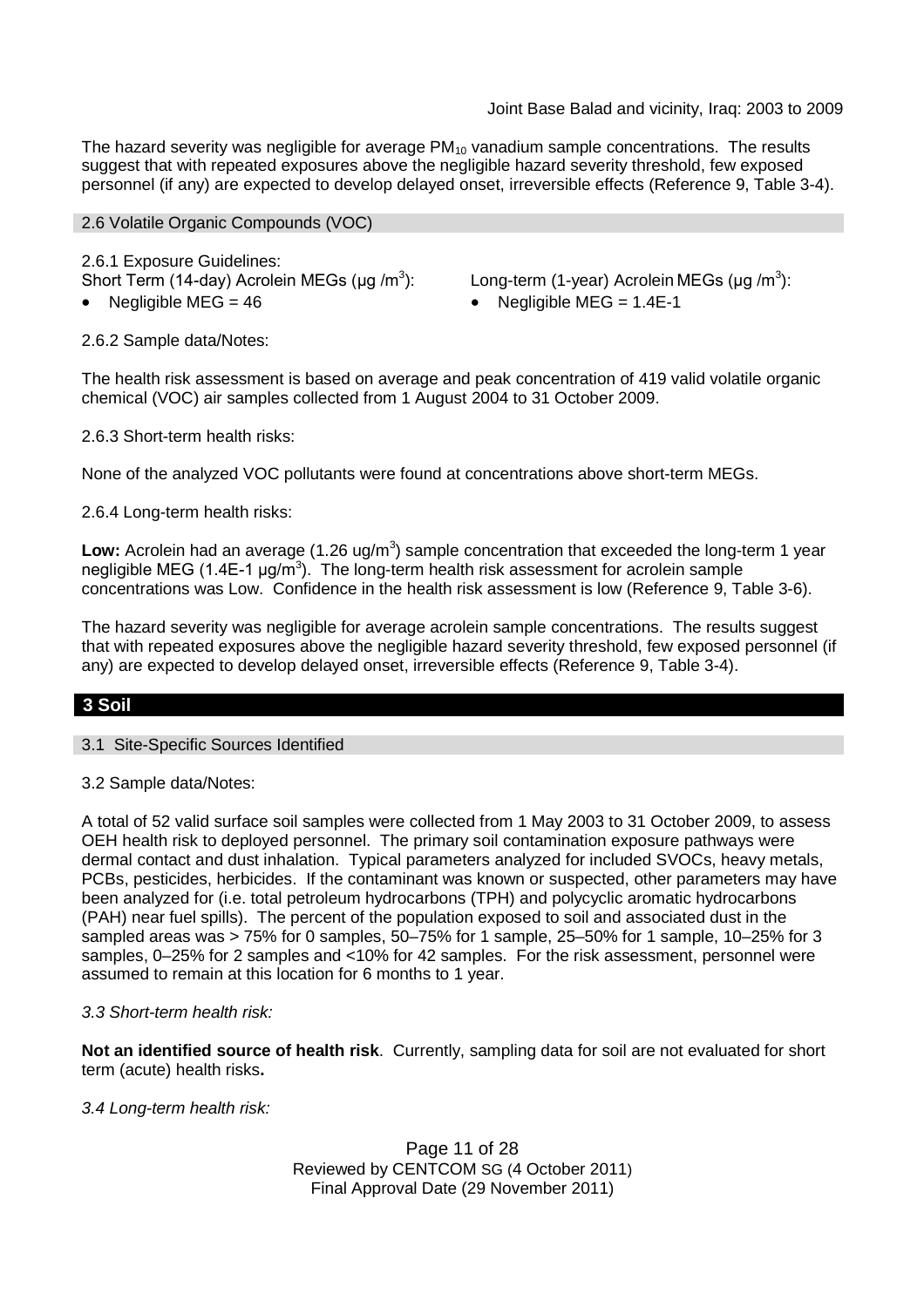The hazard severity was negligible for average $PM_{10}$ vanadium sample concentrations. The results suggest that with repeated exposures above the negligible hazard severity threshold, few exposed personnel (if any) are expected to develop delayed onset, irreversible effects (Reference 9, Table 3-4).

### 2.6 Volatile Organic Compounds (VOC)

2.6.1 Exposure Guidelines:

Short Term (14-day) Acrolein MEGs (μg /m$^3$):

- Negligible MEG = 46

Long-term (1-year) Acrolein MEGs (μg /m$^3$):

- Negligible MEG = 1.4E-1

2.6.2 Sample data/Notes:

The health risk assessment is based on average and peak concentration of 419 valid volatile organic chemical (VOC) air samples collected from 1 August 2004 to 31 October 2009.

2.6.3 Short-term health risks:

None of the analyzed VOC pollutants were found at concentrations above short-term MEGs.

2.6.4 Long-term health risks:

**Low:** Acrolein had an average (1.26 ug/m$^3$) sample concentration that exceeded the long-term 1 year negligible MEG (1.4E-1 μg/m$^3$). The long-term health risk assessment for acrolein sample concentrations was Low. Confidence in the health risk assessment is low (Reference 9, Table 3-6).

The hazard severity was negligible for average acrolein sample concentrations. The results suggest that with repeated exposures above the negligible hazard severity threshold, few exposed personnel (if any) are expected to develop delayed onset, irreversible effects (Reference 9, Table 3-4).

## 3 Soil

### 3.1 Site-Specific Sources Identified

3.2 Sample data/Notes:

A total of 52 valid surface soil samples were collected from 1 May 2003 to 31 October 2009, to assess OEH health risk to deployed personnel. The primary soil contamination exposure pathways were dermal contact and dust inhalation. Typical parameters analyzed for included SVOCs, heavy metals, PCBs, pesticides, herbicides. If the contaminant was known or suspected, other parameters may have been analyzed for (i.e. total petroleum hydrocarbons (TPH) and polycyclic aromatic hydrocarbons (PAH) near fuel spills). The percent of the population exposed to soil and associated dust in the sampled areas was > 75% for 0 samples, 50–75% for 1 sample, 25–50% for 1 sample, 10–25% for 3 samples, 0–25% for 2 samples and <10% for 42 samples. For the risk assessment, personnel were assumed to remain at this location for 6 months to 1 year.

*3.3 Short-term health risk:*

**Not an identified source of health risk**. Currently, sampling data for soil are not evaluated for short term (acute) health risks**.**

*3.4 Long-term health risk:*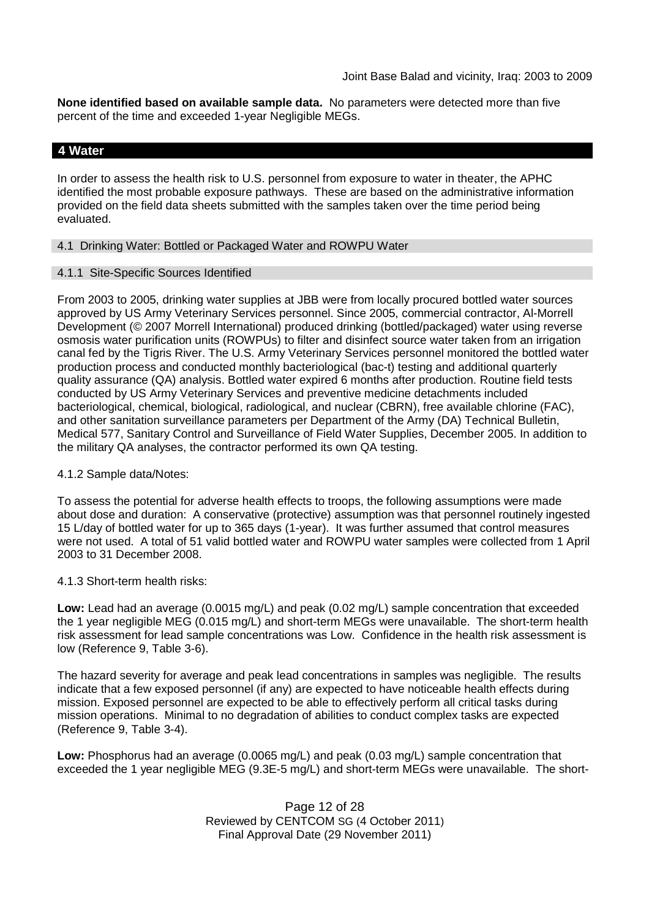**None identified based on available sample data.** No parameters were detected more than five percent of the time and exceeded 1-year Negligible MEGs.

## 4 Water

In order to assess the health risk to U.S. personnel from exposure to water in theater, the APHC identified the most probable exposure pathways. These are based on the administrative information provided on the field data sheets submitted with the samples taken over the time period being evaluated.

### 4.1 Drinking Water: Bottled or Packaged Water and ROWPU Water

#### 4.1.1 Site-Specific Sources Identified

From 2003 to 2005, drinking water supplies at JBB were from locally procured bottled water sources approved by US Army Veterinary Services personnel. Since 2005, commercial contractor, Al-Morrell Development (© 2007 Morrell International) produced drinking (bottled/packaged) water using reverse osmosis water purification units (ROWPUs) to filter and disinfect source water taken from an irrigation canal fed by the Tigris River. The U.S. Army Veterinary Services personnel monitored the bottled water production process and conducted monthly bacteriological (bac-t) testing and additional quarterly quality assurance (QA) analysis. Bottled water expired 6 months after production. Routine field tests conducted by US Army Veterinary Services and preventive medicine detachments included bacteriological, chemical, biological, radiological, and nuclear (CBRN), free available chlorine (FAC), and other sanitation surveillance parameters per Department of the Army (DA) Technical Bulletin, Medical 577, Sanitary Control and Surveillance of Field Water Supplies, December 2005. In addition to the military QA analyses, the contractor performed its own QA testing.

#### 4.1.2 Sample data/Notes:

To assess the potential for adverse health effects to troops, the following assumptions were made about dose and duration: A conservative (protective) assumption was that personnel routinely ingested 15 L/day of bottled water for up to 365 days (1-year). It was further assumed that control measures were not used. A total of 51 valid bottled water and ROWPU water samples were collected from 1 April 2003 to 31 December 2008.

#### 4.1.3 Short-term health risks:

**Low:** Lead had an average (0.0015 mg/L) and peak (0.02 mg/L) sample concentration that exceeded the 1 year negligible MEG (0.015 mg/L) and short-term MEGs were unavailable. The short-term health risk assessment for lead sample concentrations was Low. Confidence in the health risk assessment is low (Reference 9, Table 3-6).

The hazard severity for average and peak lead concentrations in samples was negligible. The results indicate that a few exposed personnel (if any) are expected to have noticeable health effects during mission. Exposed personnel are expected to be able to effectively perform all critical tasks during mission operations. Minimal to no degradation of abilities to conduct complex tasks are expected (Reference 9, Table 3-4).

**Low:** Phosphorus had an average (0.0065 mg/L) and peak (0.03 mg/L) sample concentration that exceeded the 1 year negligible MEG (9.3E-5 mg/L) and short-term MEGs were unavailable. The short-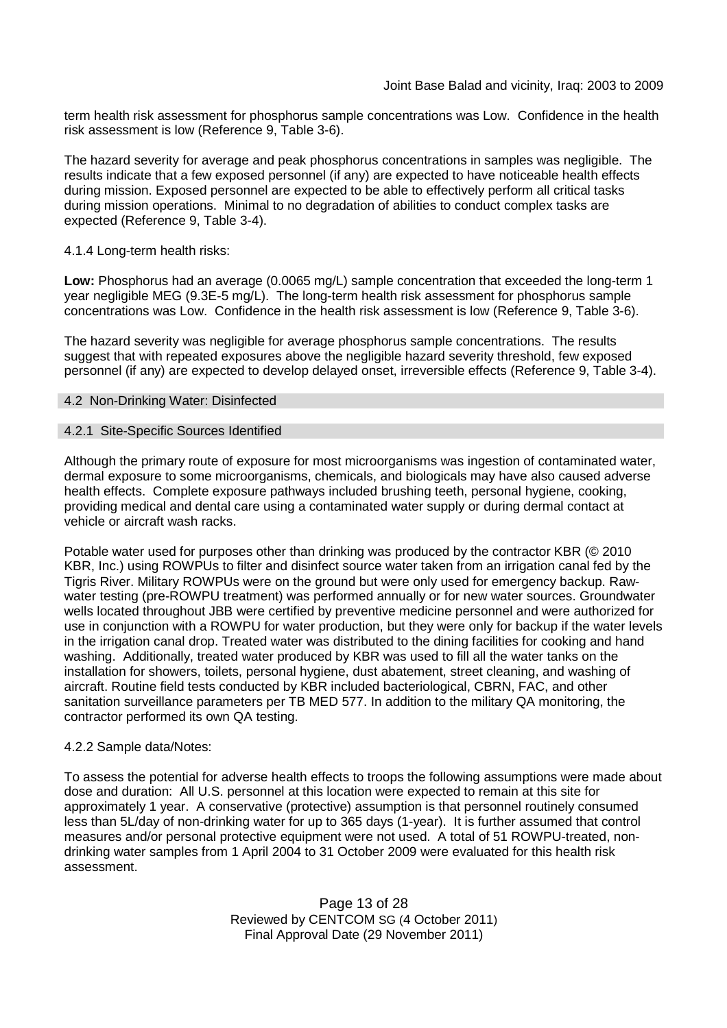term health risk assessment for phosphorus sample concentrations was Low. Confidence in the health risk assessment is low (Reference 9, Table 3-6).

The hazard severity for average and peak phosphorus concentrations in samples was negligible. The results indicate that a few exposed personnel (if any) are expected to have noticeable health effects during mission. Exposed personnel are expected to be able to effectively perform all critical tasks during mission operations. Minimal to no degradation of abilities to conduct complex tasks are expected (Reference 9, Table 3-4).

4.1.4 Long-term health risks:

**Low:** Phosphorus had an average (0.0065 mg/L) sample concentration that exceeded the long-term 1 year negligible MEG (9.3E-5 mg/L). The long-term health risk assessment for phosphorus sample concentrations was Low. Confidence in the health risk assessment is low (Reference 9, Table 3-6).

The hazard severity was negligible for average phosphorus sample concentrations. The results suggest that with repeated exposures above the negligible hazard severity threshold, few exposed personnel (if any) are expected to develop delayed onset, irreversible effects (Reference 9, Table 3-4).

## 4.2 Non-Drinking Water: Disinfected

### 4.2.1 Site-Specific Sources Identified

Although the primary route of exposure for most microorganisms was ingestion of contaminated water, dermal exposure to some microorganisms, chemicals, and biologicals may have also caused adverse health effects. Complete exposure pathways included brushing teeth, personal hygiene, cooking, providing medical and dental care using a contaminated water supply or during dermal contact at vehicle or aircraft wash racks.

Potable water used for purposes other than drinking was produced by the contractor KBR (© 2010 KBR, Inc.) using ROWPUs to filter and disinfect source water taken from an irrigation canal fed by the Tigris River. Military ROWPUs were on the ground but were only used for emergency backup. Raw-water testing (pre-ROWPU treatment) was performed annually or for new water sources. Groundwater wells located throughout JBB were certified by preventive medicine personnel and were authorized for use in conjunction with a ROWPU for water production, but they were only for backup if the water levels in the irrigation canal drop. Treated water was distributed to the dining facilities for cooking and hand washing. Additionally, treated water produced by KBR was used to fill all the water tanks on the installation for showers, toilets, personal hygiene, dust abatement, street cleaning, and washing of aircraft. Routine field tests conducted by KBR included bacteriological, CBRN, FAC, and other sanitation surveillance parameters per TB MED 577. In addition to the military QA monitoring, the contractor performed its own QA testing.

4.2.2 Sample data/Notes:

To assess the potential for adverse health effects to troops the following assumptions were made about dose and duration: All U.S. personnel at this location were expected to remain at this site for approximately 1 year. A conservative (protective) assumption is that personnel routinely consumed less than 5L/day of non-drinking water for up to 365 days (1-year). It is further assumed that control measures and/or personal protective equipment were not used. A total of 51 ROWPU-treated, non-drinking water samples from 1 April 2004 to 31 October 2009 were evaluated for this health risk assessment.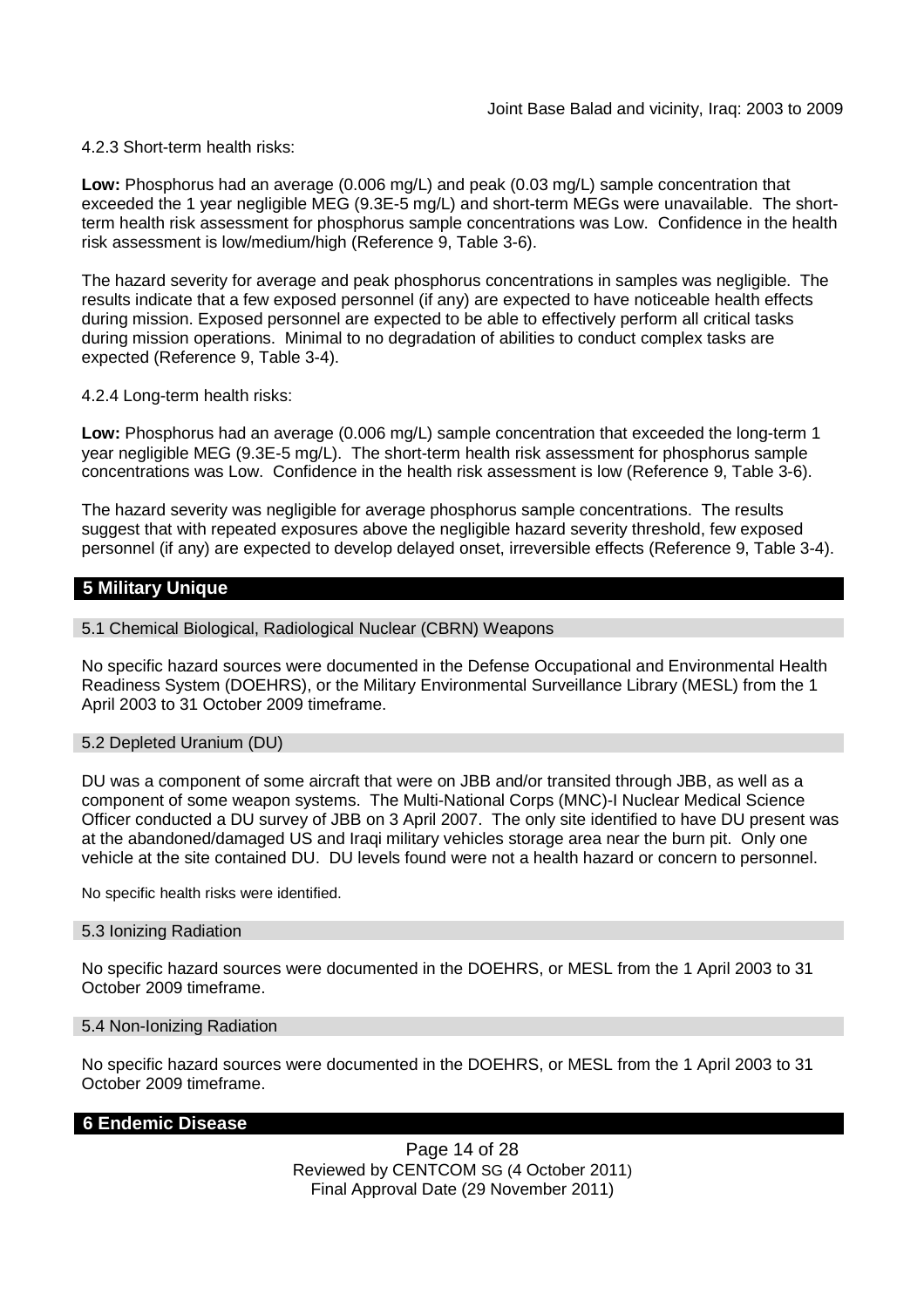4.2.3 Short-term health risks:

**Low:** Phosphorus had an average (0.006 mg/L) and peak (0.03 mg/L) sample concentration that exceeded the 1 year negligible MEG (9.3E-5 mg/L) and short-term MEGs were unavailable. The short-term health risk assessment for phosphorus sample concentrations was Low. Confidence in the health risk assessment is low/medium/high (Reference 9, Table 3-6).

The hazard severity for average and peak phosphorus concentrations in samples was negligible. The results indicate that a few exposed personnel (if any) are expected to have noticeable health effects during mission. Exposed personnel are expected to be able to effectively perform all critical tasks during mission operations. Minimal to no degradation of abilities to conduct complex tasks are expected (Reference 9, Table 3-4).

4.2.4 Long-term health risks:

**Low:** Phosphorus had an average (0.006 mg/L) sample concentration that exceeded the long-term 1 year negligible MEG (9.3E-5 mg/L). The short-term health risk assessment for phosphorus sample concentrations was Low. Confidence in the health risk assessment is low (Reference 9, Table 3-6).

The hazard severity was negligible for average phosphorus sample concentrations. The results suggest that with repeated exposures above the negligible hazard severity threshold, few exposed personnel (if any) are expected to develop delayed onset, irreversible effects (Reference 9, Table 3-4).

## 5 Military Unique

### 5.1 Chemical Biological, Radiological Nuclear (CBRN) Weapons

No specific hazard sources were documented in the Defense Occupational and Environmental Health Readiness System (DOEHRS), or the Military Environmental Surveillance Library (MESL) from the 1 April 2003 to 31 October 2009 timeframe.

### 5.2 Depleted Uranium (DU)

DU was a component of some aircraft that were on JBB and/or transited through JBB, as well as a component of some weapon systems. The Multi-National Corps (MNC)-I Nuclear Medical Science Officer conducted a DU survey of JBB on 3 April 2007. The only site identified to have DU present was at the abandoned/damaged US and Iraqi military vehicles storage area near the burn pit. Only one vehicle at the site contained DU. DU levels found were not a health hazard or concern to personnel.

No specific health risks were identified.

### 5.3 Ionizing Radiation

No specific hazard sources were documented in the DOEHRS, or MESL from the 1 April 2003 to 31 October 2009 timeframe.

### 5.4 Non-Ionizing Radiation

No specific hazard sources were documented in the DOEHRS, or MESL from the 1 April 2003 to 31 October 2009 timeframe.

## 6 Endemic Disease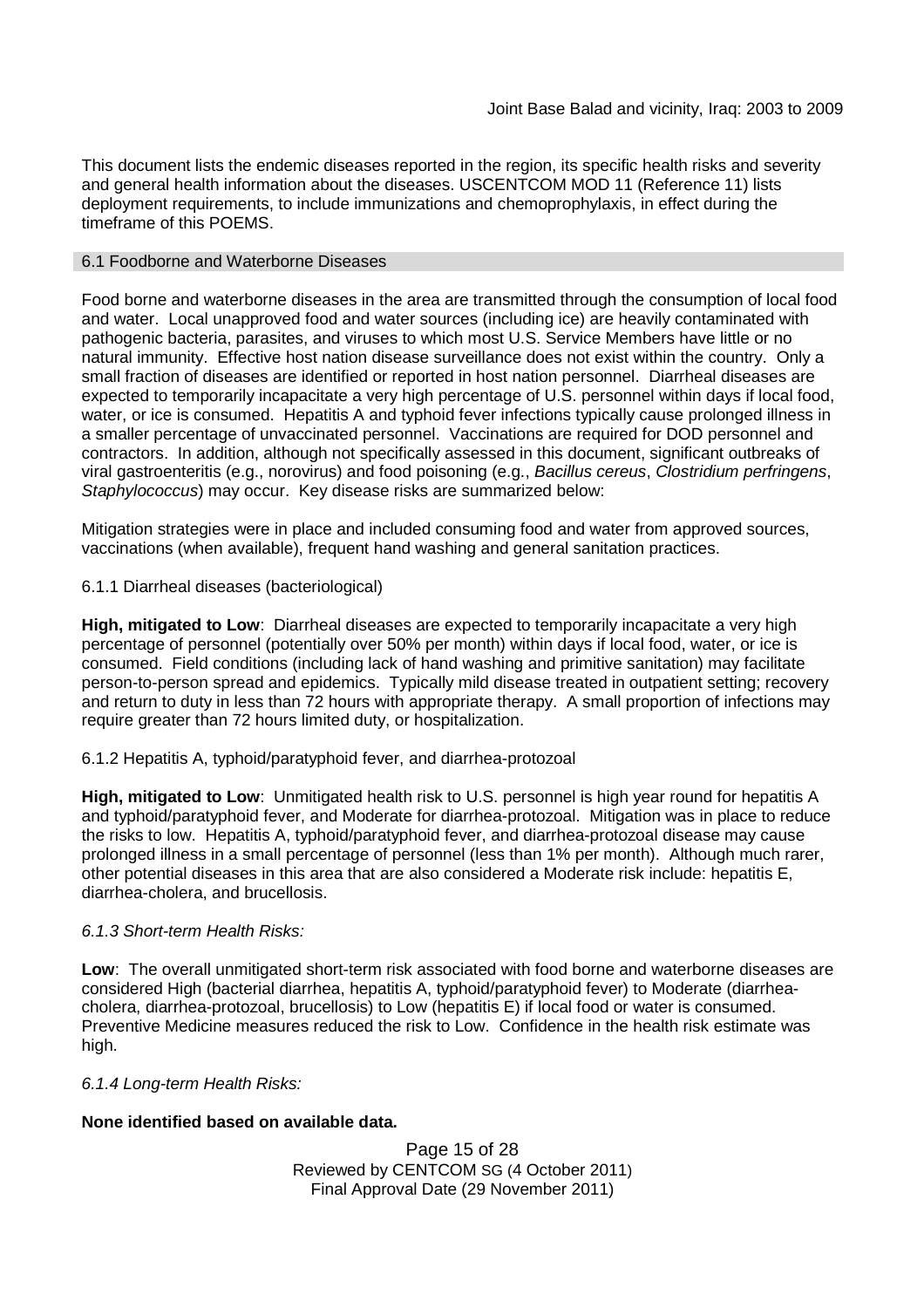This document lists the endemic diseases reported in the region, its specific health risks and severity and general health information about the diseases. USCENTCOM MOD 11 (Reference 11) lists deployment requirements, to include immunizations and chemoprophylaxis, in effect during the timeframe of this POEMS.

## 6.1 Foodborne and Waterborne Diseases

Food borne and waterborne diseases in the area are transmitted through the consumption of local food and water. Local unapproved food and water sources (including ice) are heavily contaminated with pathogenic bacteria, parasites, and viruses to which most U.S. Service Members have little or no natural immunity. Effective host nation disease surveillance does not exist within the country. Only a small fraction of diseases are identified or reported in host nation personnel. Diarrheal diseases are expected to temporarily incapacitate a very high percentage of U.S. personnel within days if local food, water, or ice is consumed. Hepatitis A and typhoid fever infections typically cause prolonged illness in a smaller percentage of unvaccinated personnel. Vaccinations are required for DOD personnel and contractors. In addition, although not specifically assessed in this document, significant outbreaks of viral gastroenteritis (e.g., norovirus) and food poisoning (e.g., *Bacillus cereus*, *Clostridium perfringens*, *Staphylococcus*) may occur. Key disease risks are summarized below:

Mitigation strategies were in place and included consuming food and water from approved sources, vaccinations (when available), frequent hand washing and general sanitation practices.

### 6.1.1 Diarrheal diseases (bacteriological)

**High, mitigated to Low**: Diarrheal diseases are expected to temporarily incapacitate a very high percentage of personnel (potentially over 50% per month) within days if local food, water, or ice is consumed. Field conditions (including lack of hand washing and primitive sanitation) may facilitate person-to-person spread and epidemics. Typically mild disease treated in outpatient setting; recovery and return to duty in less than 72 hours with appropriate therapy. A small proportion of infections may require greater than 72 hours limited duty, or hospitalization.

### 6.1.2 Hepatitis A, typhoid/paratyphoid fever, and diarrhea-protozoal

**High, mitigated to Low**: Unmitigated health risk to U.S. personnel is high year round for hepatitis A and typhoid/paratyphoid fever, and Moderate for diarrhea-protozoal. Mitigation was in place to reduce the risks to low. Hepatitis A, typhoid/paratyphoid fever, and diarrhea-protozoal disease may cause prolonged illness in a small percentage of personnel (less than 1% per month). Although much rarer, other potential diseases in this area that are also considered a Moderate risk include: hepatitis E, diarrhea-cholera, and brucellosis.

### *6.1.3 Short-term Health Risks:*

**Low**: The overall unmitigated short-term risk associated with food borne and waterborne diseases are considered High (bacterial diarrhea, hepatitis A, typhoid/paratyphoid fever) to Moderate (diarrhea-cholera, diarrhea-protozoal, brucellosis) to Low (hepatitis E) if local food or water is consumed. Preventive Medicine measures reduced the risk to Low. Confidence in the health risk estimate was high.

### *6.1.4 Long-term Health Risks:*

**None identified based on available data.**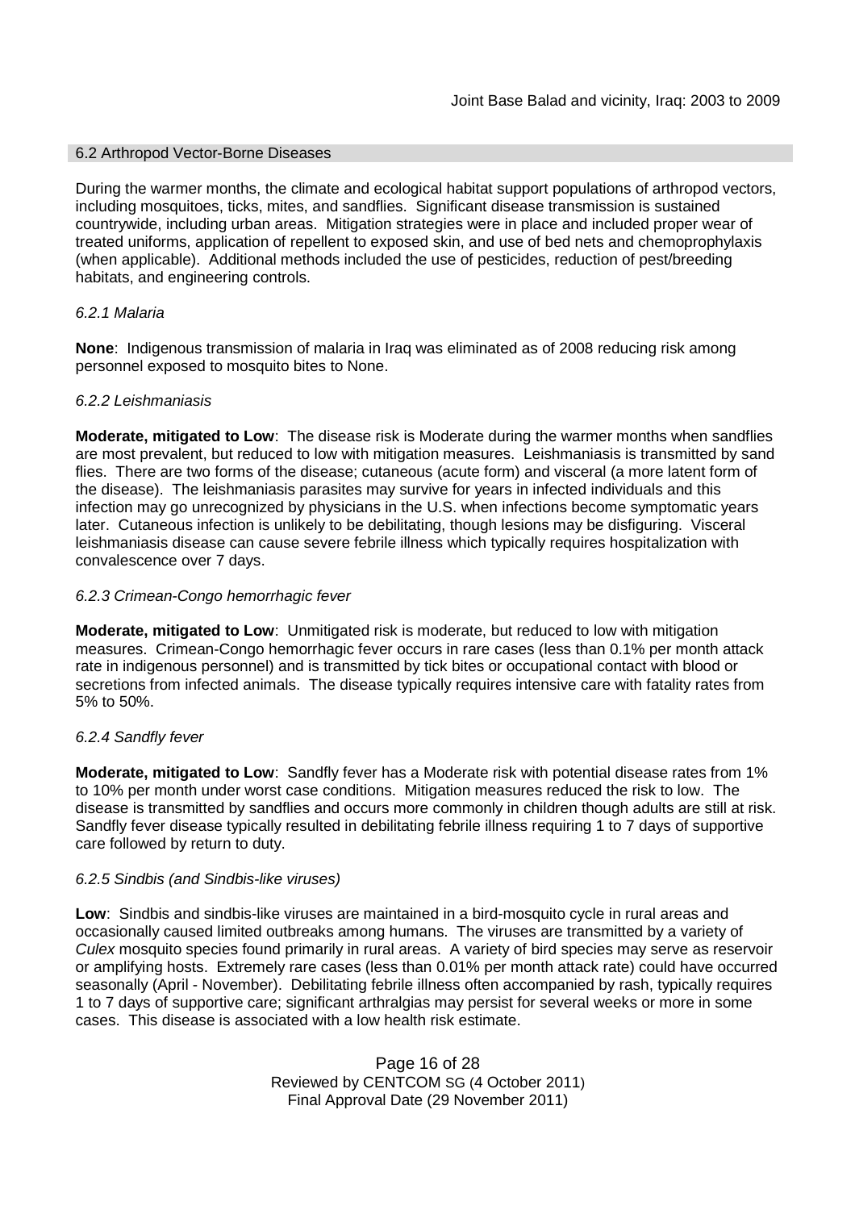## 6.2 Arthropod Vector-Borne Diseases

During the warmer months, the climate and ecological habitat support populations of arthropod vectors, including mosquitoes, ticks, mites, and sandflies. Significant disease transmission is sustained countrywide, including urban areas. Mitigation strategies were in place and included proper wear of treated uniforms, application of repellent to exposed skin, and use of bed nets and chemoprophylaxis (when applicable). Additional methods included the use of pesticides, reduction of pest/breeding habitats, and engineering controls.

### *6.2.1 Malaria*

**None**: Indigenous transmission of malaria in Iraq was eliminated as of 2008 reducing risk among personnel exposed to mosquito bites to None.

### *6.2.2 Leishmaniasis*

**Moderate, mitigated to Low**: The disease risk is Moderate during the warmer months when sandflies are most prevalent, but reduced to low with mitigation measures. Leishmaniasis is transmitted by sand flies. There are two forms of the disease; cutaneous (acute form) and visceral (a more latent form of the disease). The leishmaniasis parasites may survive for years in infected individuals and this infection may go unrecognized by physicians in the U.S. when infections become symptomatic years later. Cutaneous infection is unlikely to be debilitating, though lesions may be disfiguring. Visceral leishmaniasis disease can cause severe febrile illness which typically requires hospitalization with convalescence over 7 days.

### *6.2.3 Crimean-Congo hemorrhagic fever*

**Moderate, mitigated to Low**: Unmitigated risk is moderate, but reduced to low with mitigation measures. Crimean-Congo hemorrhagic fever occurs in rare cases (less than 0.1% per month attack rate in indigenous personnel) and is transmitted by tick bites or occupational contact with blood or secretions from infected animals. The disease typically requires intensive care with fatality rates from 5% to 50%.

### *6.2.4 Sandfly fever*

**Moderate, mitigated to Low**: Sandfly fever has a Moderate risk with potential disease rates from 1% to 10% per month under worst case conditions. Mitigation measures reduced the risk to low. The disease is transmitted by sandflies and occurs more commonly in children though adults are still at risk. Sandfly fever disease typically resulted in debilitating febrile illness requiring 1 to 7 days of supportive care followed by return to duty.

### *6.2.5 Sindbis (and Sindbis-like viruses)*

**Low**: Sindbis and sindbis-like viruses are maintained in a bird-mosquito cycle in rural areas and occasionally caused limited outbreaks among humans. The viruses are transmitted by a variety of *Culex* mosquito species found primarily in rural areas. A variety of bird species may serve as reservoir or amplifying hosts. Extremely rare cases (less than 0.01% per month attack rate) could have occurred seasonally (April - November). Debilitating febrile illness often accompanied by rash, typically requires 1 to 7 days of supportive care; significant arthralgias may persist for several weeks or more in some cases. This disease is associated with a low health risk estimate.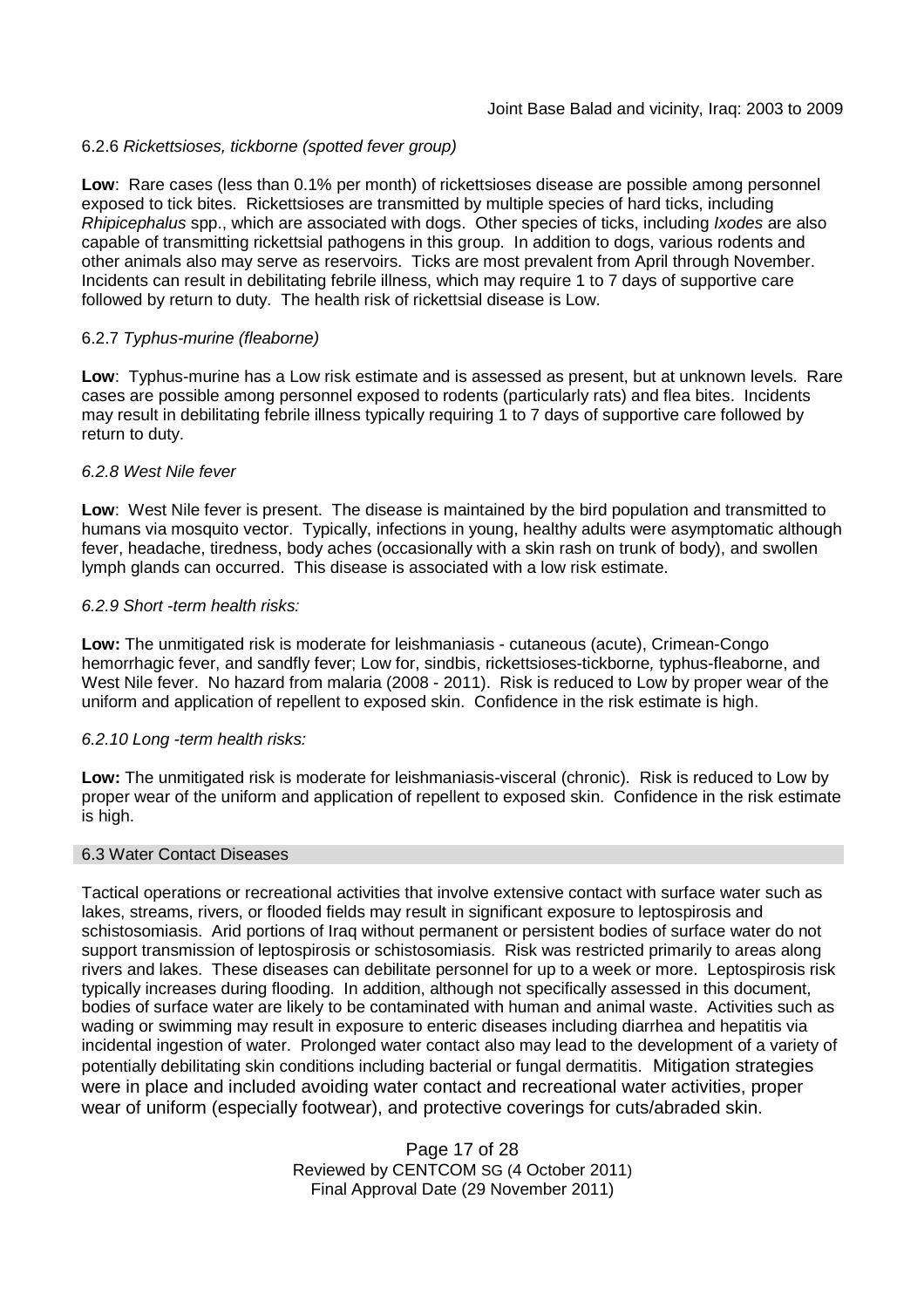#### 6.2.6 *Rickettsioses, tickborne (spotted fever group)*

**Low**: Rare cases (less than 0.1% per month) of rickettsioses disease are possible among personnel exposed to tick bites. Rickettsioses are transmitted by multiple species of hard ticks, including *Rhipicephalus* spp., which are associated with dogs. Other species of ticks, including *Ixodes* are also capable of transmitting rickettsial pathogens in this group. In addition to dogs, various rodents and other animals also may serve as reservoirs. Ticks are most prevalent from April through November. Incidents can result in debilitating febrile illness, which may require 1 to 7 days of supportive care followed by return to duty. The health risk of rickettsial disease is Low.

#### 6.2.7 *Typhus-murine (fleaborne)*

**Low**: Typhus-murine has a Low risk estimate and is assessed as present, but at unknown levels. Rare cases are possible among personnel exposed to rodents (particularly rats) and flea bites. Incidents may result in debilitating febrile illness typically requiring 1 to 7 days of supportive care followed by return to duty.

#### *6.2.8 West Nile fever*

**Low**: West Nile fever is present. The disease is maintained by the bird population and transmitted to humans via mosquito vector. Typically, infections in young, healthy adults were asymptomatic although fever, headache, tiredness, body aches (occasionally with a skin rash on trunk of body), and swollen lymph glands can occurred. This disease is associated with a low risk estimate.

#### *6.2.9 Short -term health risks:*

**Low:** The unmitigated risk is moderate for leishmaniasis - cutaneous (acute), Crimean-Congo hemorrhagic fever, and sandfly fever; Low for, sindbis, rickettsioses-tickborne*,* typhus-fleaborne, and West Nile fever. No hazard from malaria (2008 - 2011). Risk is reduced to Low by proper wear of the uniform and application of repellent to exposed skin. Confidence in the risk estimate is high.

#### *6.2.10 Long -term health risks:*

**Low:** The unmitigated risk is moderate for leishmaniasis-visceral (chronic). Risk is reduced to Low by proper wear of the uniform and application of repellent to exposed skin. Confidence in the risk estimate is high.

### 6.3 Water Contact Diseases

Tactical operations or recreational activities that involve extensive contact with surface water such as lakes, streams, rivers, or flooded fields may result in significant exposure to leptospirosis and schistosomiasis. Arid portions of Iraq without permanent or persistent bodies of surface water do not support transmission of leptospirosis or schistosomiasis. Risk was restricted primarily to areas along rivers and lakes. These diseases can debilitate personnel for up to a week or more. Leptospirosis risk typically increases during flooding. In addition, although not specifically assessed in this document, bodies of surface water are likely to be contaminated with human and animal waste. Activities such as wading or swimming may result in exposure to enteric diseases including diarrhea and hepatitis via incidental ingestion of water. Prolonged water contact also may lead to the development of a variety of potentially debilitating skin conditions including bacterial or fungal dermatitis. Mitigation strategies were in place and included avoiding water contact and recreational water activities, proper wear of uniform (especially footwear), and protective coverings for cuts/abraded skin.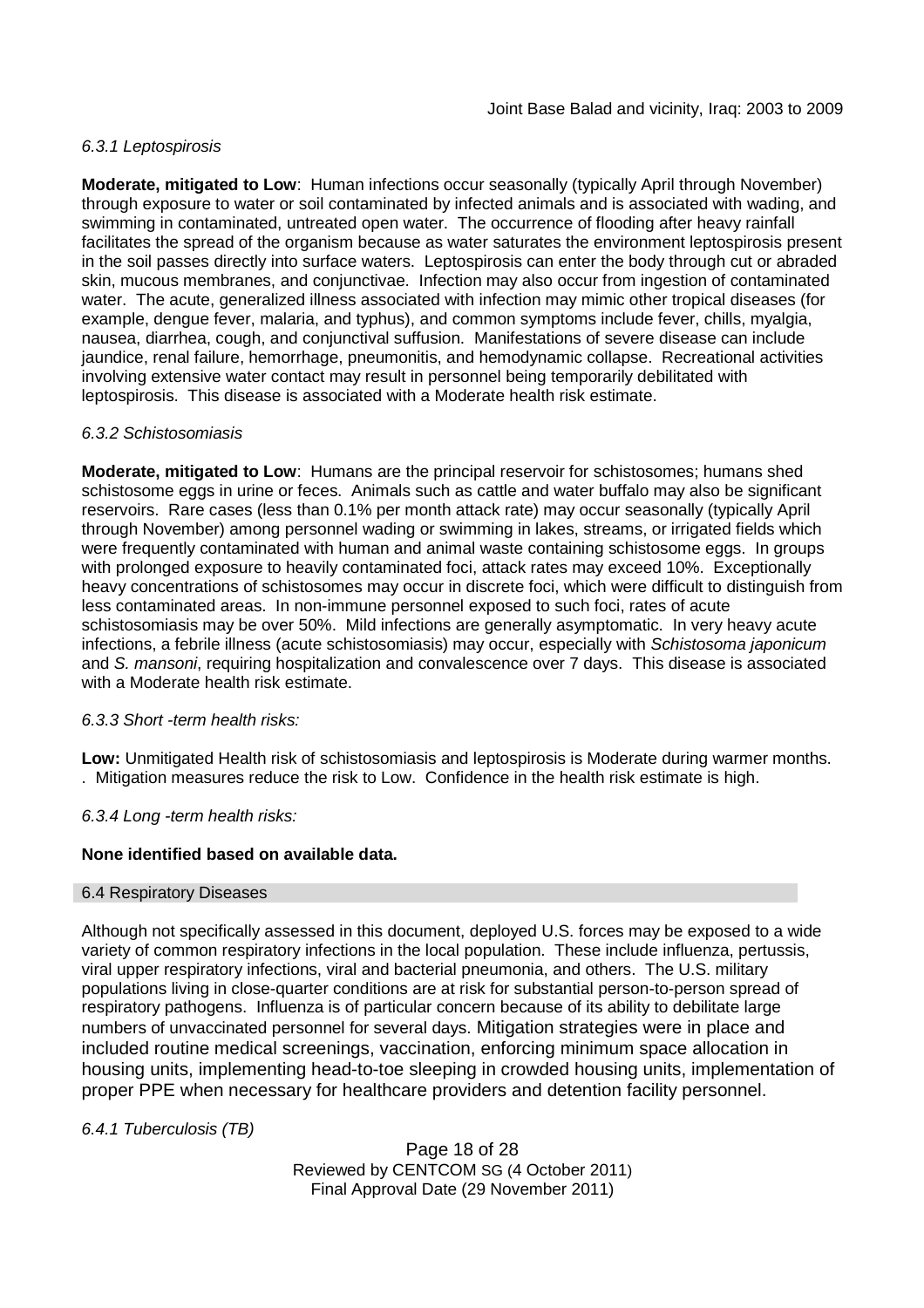*6.3.1 Leptospirosis*

**Moderate, mitigated to Low**: Human infections occur seasonally (typically April through November) through exposure to water or soil contaminated by infected animals and is associated with wading, and swimming in contaminated, untreated open water. The occurrence of flooding after heavy rainfall facilitates the spread of the organism because as water saturates the environment leptospirosis present in the soil passes directly into surface waters. Leptospirosis can enter the body through cut or abraded skin, mucous membranes, and conjunctivae. Infection may also occur from ingestion of contaminated water. The acute, generalized illness associated with infection may mimic other tropical diseases (for example, dengue fever, malaria, and typhus), and common symptoms include fever, chills, myalgia, nausea, diarrhea, cough, and conjunctival suffusion. Manifestations of severe disease can include jaundice, renal failure, hemorrhage, pneumonitis, and hemodynamic collapse. Recreational activities involving extensive water contact may result in personnel being temporarily debilitated with leptospirosis. This disease is associated with a Moderate health risk estimate.

*6.3.2 Schistosomiasis*

**Moderate, mitigated to Low**: Humans are the principal reservoir for schistosomes; humans shed schistosome eggs in urine or feces. Animals such as cattle and water buffalo may also be significant reservoirs. Rare cases (less than 0.1% per month attack rate) may occur seasonally (typically April through November) among personnel wading or swimming in lakes, streams, or irrigated fields which were frequently contaminated with human and animal waste containing schistosome eggs. In groups with prolonged exposure to heavily contaminated foci, attack rates may exceed 10%. Exceptionally heavy concentrations of schistosomes may occur in discrete foci, which were difficult to distinguish from less contaminated areas. In non-immune personnel exposed to such foci, rates of acute schistosomiasis may be over 50%. Mild infections are generally asymptomatic. In very heavy acute infections, a febrile illness (acute schistosomiasis) may occur, especially with *Schistosoma japonicum* and *S. mansoni*, requiring hospitalization and convalescence over 7 days. This disease is associated with a Moderate health risk estimate.

*6.3.3 Short -term health risks:*

**Low:** Unmitigated Health risk of schistosomiasis and leptospirosis is Moderate during warmer months. . Mitigation measures reduce the risk to Low. Confidence in the health risk estimate is high.

*6.3.4 Long -term health risks:*

**None identified based on available data.**

## 6.4 Respiratory Diseases

Although not specifically assessed in this document, deployed U.S. forces may be exposed to a wide variety of common respiratory infections in the local population. These include influenza, pertussis, viral upper respiratory infections, viral and bacterial pneumonia, and others. The U.S. military populations living in close-quarter conditions are at risk for substantial person-to-person spread of respiratory pathogens. Influenza is of particular concern because of its ability to debilitate large numbers of unvaccinated personnel for several days. Mitigation strategies were in place and included routine medical screenings, vaccination, enforcing minimum space allocation in housing units, implementing head-to-toe sleeping in crowded housing units, implementation of proper PPE when necessary for healthcare providers and detention facility personnel.

*6.4.1 Tuberculosis (TB)*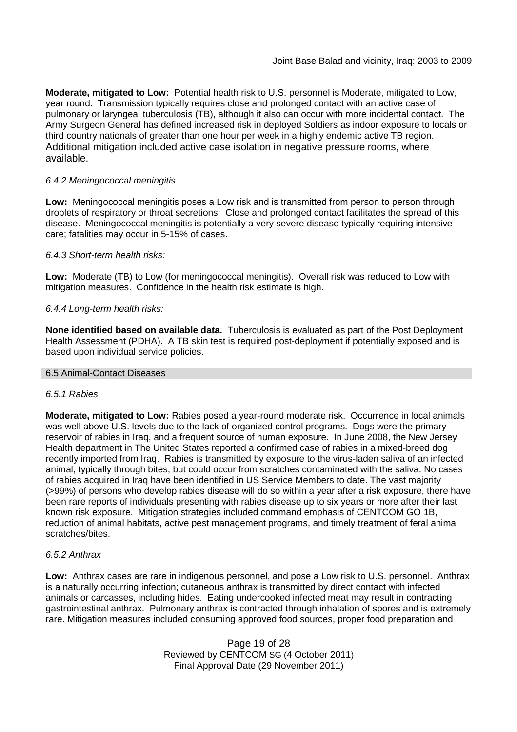**Moderate, mitigated to Low:** Potential health risk to U.S. personnel is Moderate, mitigated to Low, year round. Transmission typically requires close and prolonged contact with an active case of pulmonary or laryngeal tuberculosis (TB), although it also can occur with more incidental contact. The Army Surgeon General has defined increased risk in deployed Soldiers as indoor exposure to locals or third country nationals of greater than one hour per week in a highly endemic active TB region. Additional mitigation included active case isolation in negative pressure rooms, where available.

*6.4.2 Meningococcal meningitis*

**Low:** Meningococcal meningitis poses a Low risk and is transmitted from person to person through droplets of respiratory or throat secretions. Close and prolonged contact facilitates the spread of this disease. Meningococcal meningitis is potentially a very severe disease typically requiring intensive care; fatalities may occur in 5-15% of cases.

*6.4.3 Short-term health risks:*

**Low:** Moderate (TB) to Low (for meningococcal meningitis). Overall risk was reduced to Low with mitigation measures. Confidence in the health risk estimate is high.

*6.4.4 Long-term health risks:*

**None identified based on available data.** Tuberculosis is evaluated as part of the Post Deployment Health Assessment (PDHA). A TB skin test is required post-deployment if potentially exposed and is based upon individual service policies.

### 6.5 Animal-Contact Diseases

*6.5.1 Rabies*

**Moderate, mitigated to Low:** Rabies posed a year-round moderate risk. Occurrence in local animals was well above U.S. levels due to the lack of organized control programs. Dogs were the primary reservoir of rabies in Iraq, and a frequent source of human exposure. In June 2008, the New Jersey Health department in The United States reported a confirmed case of rabies in a mixed-breed dog recently imported from Iraq. Rabies is transmitted by exposure to the virus-laden saliva of an infected animal, typically through bites, but could occur from scratches contaminated with the saliva. No cases of rabies acquired in Iraq have been identified in US Service Members to date. The vast majority (>99%) of persons who develop rabies disease will do so within a year after a risk exposure, there have been rare reports of individuals presenting with rabies disease up to six years or more after their last known risk exposure. Mitigation strategies included command emphasis of CENTCOM GO 1B, reduction of animal habitats, active pest management programs, and timely treatment of feral animal scratches/bites.

*6.5.2 Anthrax*

**Low:** Anthrax cases are rare in indigenous personnel, and pose a Low risk to U.S. personnel. Anthrax is a naturally occurring infection; cutaneous anthrax is transmitted by direct contact with infected animals or carcasses, including hides. Eating undercooked infected meat may result in contracting gastrointestinal anthrax. Pulmonary anthrax is contracted through inhalation of spores and is extremely rare. Mitigation measures included consuming approved food sources, proper food preparation and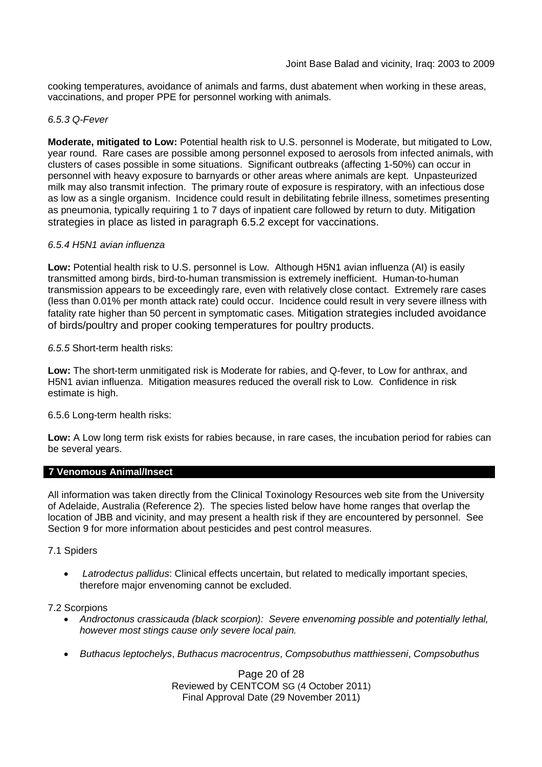cooking temperatures, avoidance of animals and farms, dust abatement when working in these areas, vaccinations, and proper PPE for personnel working with animals.

*6.5.3 Q-Fever*

**Moderate, mitigated to Low:** Potential health risk to U.S. personnel is Moderate, but mitigated to Low, year round. Rare cases are possible among personnel exposed to aerosols from infected animals, with clusters of cases possible in some situations. Significant outbreaks (affecting 1-50%) can occur in personnel with heavy exposure to barnyards or other areas where animals are kept. Unpasteurized milk may also transmit infection. The primary route of exposure is respiratory, with an infectious dose as low as a single organism. Incidence could result in debilitating febrile illness, sometimes presenting as pneumonia, typically requiring 1 to 7 days of inpatient care followed by return to duty. Mitigation strategies in place as listed in paragraph 6.5.2 except for vaccinations.

*6.5.4 H5N1 avian influenza*

**Low:** Potential health risk to U.S. personnel is Low. Although H5N1 avian influenza (AI) is easily transmitted among birds, bird-to-human transmission is extremely inefficient. Human-to-human transmission appears to be exceedingly rare, even with relatively close contact. Extremely rare cases (less than 0.01% per month attack rate) could occur. Incidence could result in very severe illness with fatality rate higher than 50 percent in symptomatic cases. Mitigation strategies included avoidance of birds/poultry and proper cooking temperatures for poultry products.

*6.5.5* Short-term health risks:

**Low:** The short-term unmitigated risk is Moderate for rabies, and Q-fever, to Low for anthrax, and H5N1 avian influenza. Mitigation measures reduced the overall risk to Low. Confidence in risk estimate is high.

6.5.6 Long-term health risks:

**Low:** A Low long term risk exists for rabies because, in rare cases, the incubation period for rabies can be several years.

## 7 Venomous Animal/Insect

All information was taken directly from the Clinical Toxinology Resources web site from the University of Adelaide, Australia (Reference 2). The species listed below have home ranges that overlap the location of JBB and vicinity, and may present a health risk if they are encountered by personnel. See Section 9 for more information about pesticides and pest control measures.

7.1 Spiders

- *Latrodectus pallidus*: Clinical effects uncertain, but related to medically important species, therefore major envenoming cannot be excluded.

7.2 Scorpions

- *Androctonus crassicauda (black scorpion): Severe envenoming possible and potentially lethal, however most stings cause only severe local pain.*
- *Buthacus leptochelys*, *Buthacus macrocentrus*, *Compsobuthus matthiesseni*, *Compsobuthus*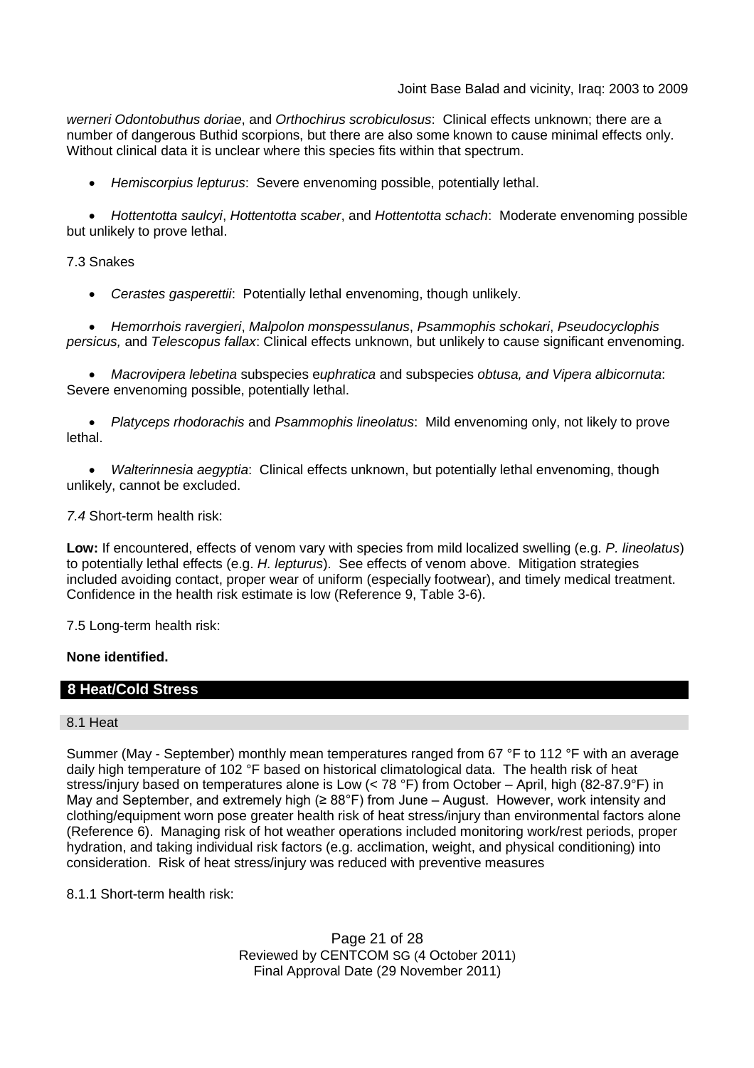*werneri Odontobuthus doriae*, and *Orthochirus scrobiculosus*: Clinical effects unknown; there are a number of dangerous Buthid scorpions, but there are also some known to cause minimal effects only. Without clinical data it is unclear where this species fits within that spectrum.

- *Hemiscorpius lepturus*: Severe envenoming possible, potentially lethal.

- *Hottentotta saulcyi*, *Hottentotta scaber*, and *Hottentotta schach*: Moderate envenoming possible but unlikely to prove lethal.

7.3 Snakes

- *Cerastes gasperettii*: Potentially lethal envenoming, though unlikely.

- *Hemorrhois ravergieri*, *Malpolon monspessulanus*, *Psammophis schokari*, *Pseudocyclophis persicus,* and *Telescopus fallax*: Clinical effects unknown, but unlikely to cause significant envenoming.

- *Macrovipera lebetina* subspecies e*uphratica* and subspecies *obtusa, and Vipera albicornuta*: Severe envenoming possible, potentially lethal.

- *Platyceps rhodorachis* and *Psammophis lineolatus*: Mild envenoming only, not likely to prove lethal.

- *Walterinnesia aegyptia*: Clinical effects unknown, but potentially lethal envenoming, though unlikely, cannot be excluded.

*7.4* Short-term health risk:

**Low:** If encountered, effects of venom vary with species from mild localized swelling (e.g. *P. lineolatus*) to potentially lethal effects (e.g. *H. lepturus*). See effects of venom above. Mitigation strategies included avoiding contact, proper wear of uniform (especially footwear), and timely medical treatment. Confidence in the health risk estimate is low (Reference 9, Table 3-6).

7.5 Long-term health risk:

**None identified.**

## 8 Heat/Cold Stress

### 8.1 Heat

Summer (May - September) monthly mean temperatures ranged from 67 °F to 112 °F with an average daily high temperature of 102 °F based on historical climatological data. The health risk of heat stress/injury based on temperatures alone is Low (< 78 °F) from October – April, high (82-87.9°F) in May and September, and extremely high (≥ 88°F) from June – August. However, work intensity and clothing/equipment worn pose greater health risk of heat stress/injury than environmental factors alone (Reference 6). Managing risk of hot weather operations included monitoring work/rest periods, proper hydration, and taking individual risk factors (e.g. acclimation, weight, and physical conditioning) into consideration. Risk of heat stress/injury was reduced with preventive measures

8.1.1 Short-term health risk: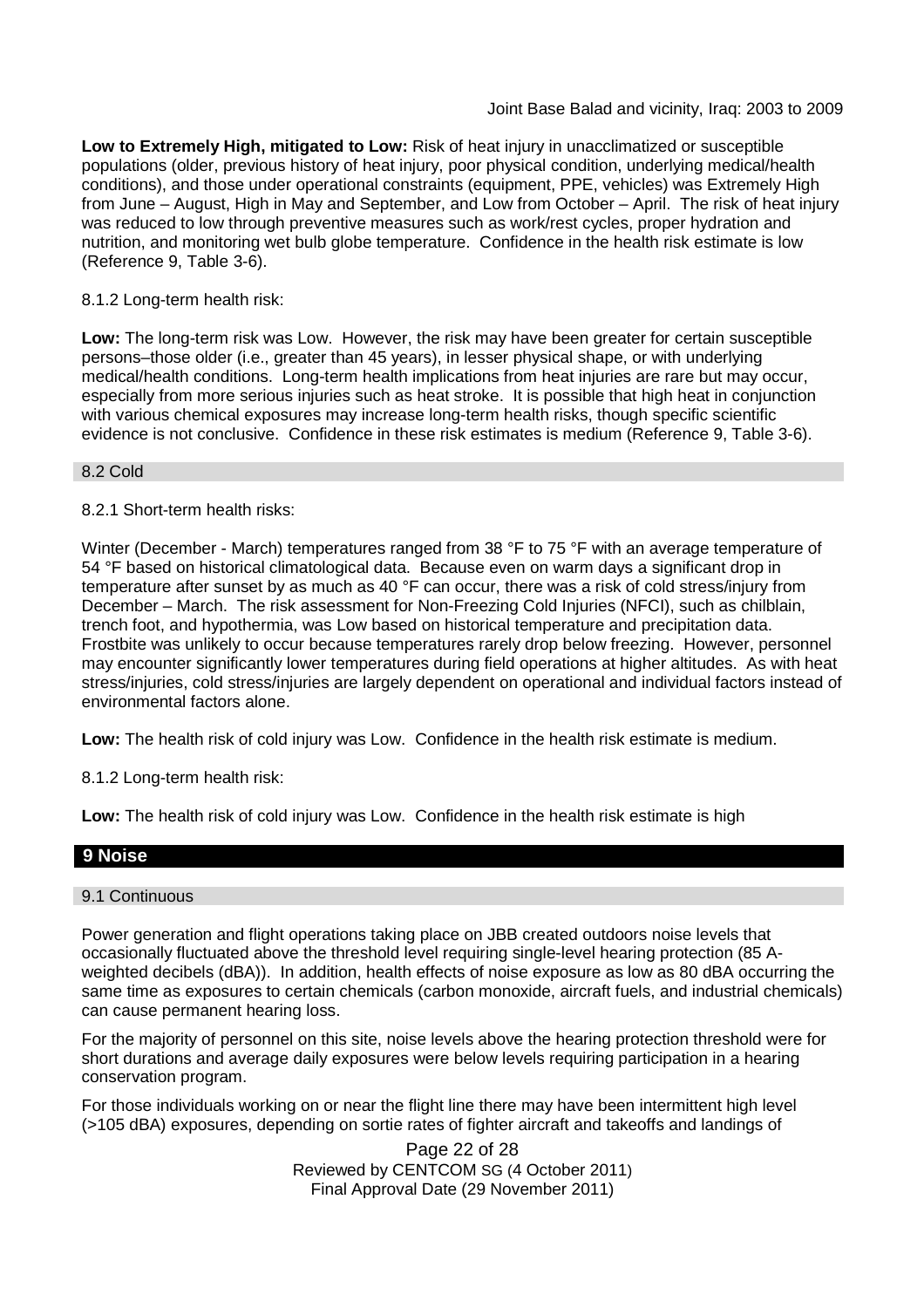**Low to Extremely High, mitigated to Low:** Risk of heat injury in unacclimatized or susceptible populations (older, previous history of heat injury, poor physical condition, underlying medical/health conditions), and those under operational constraints (equipment, PPE, vehicles) was Extremely High from June – August, High in May and September, and Low from October – April. The risk of heat injury was reduced to low through preventive measures such as work/rest cycles, proper hydration and nutrition, and monitoring wet bulb globe temperature. Confidence in the health risk estimate is low (Reference 9, Table 3-6).

8.1.2 Long-term health risk:

**Low:** The long-term risk was Low. However, the risk may have been greater for certain susceptible persons–those older (i.e., greater than 45 years), in lesser physical shape, or with underlying medical/health conditions. Long-term health implications from heat injuries are rare but may occur, especially from more serious injuries such as heat stroke. It is possible that high heat in conjunction with various chemical exposures may increase long-term health risks, though specific scientific evidence is not conclusive. Confidence in these risk estimates is medium (Reference 9, Table 3-6).

### 8.2 Cold

8.2.1 Short-term health risks:

Winter (December - March) temperatures ranged from 38 °F to 75 °F with an average temperature of 54 °F based on historical climatological data. Because even on warm days a significant drop in temperature after sunset by as much as 40 °F can occur, there was a risk of cold stress/injury from December – March. The risk assessment for Non-Freezing Cold Injuries (NFCI), such as chilblain, trench foot, and hypothermia, was Low based on historical temperature and precipitation data. Frostbite was unlikely to occur because temperatures rarely drop below freezing. However, personnel may encounter significantly lower temperatures during field operations at higher altitudes. As with heat stress/injuries, cold stress/injuries are largely dependent on operational and individual factors instead of environmental factors alone.

**Low:** The health risk of cold injury was Low. Confidence in the health risk estimate is medium.

8.1.2 Long-term health risk:

**Low:** The health risk of cold injury was Low. Confidence in the health risk estimate is high

## 9 Noise

### 9.1 Continuous

Power generation and flight operations taking place on JBB created outdoors noise levels that occasionally fluctuated above the threshold level requiring single-level hearing protection (85 A-weighted decibels (dBA)). In addition, health effects of noise exposure as low as 80 dBA occurring the same time as exposures to certain chemicals (carbon monoxide, aircraft fuels, and industrial chemicals) can cause permanent hearing loss.

For the majority of personnel on this site, noise levels above the hearing protection threshold were for short durations and average daily exposures were below levels requiring participation in a hearing conservation program.

For those individuals working on or near the flight line there may have been intermittent high level (>105 dBA) exposures, depending on sortie rates of fighter aircraft and takeoffs and landings of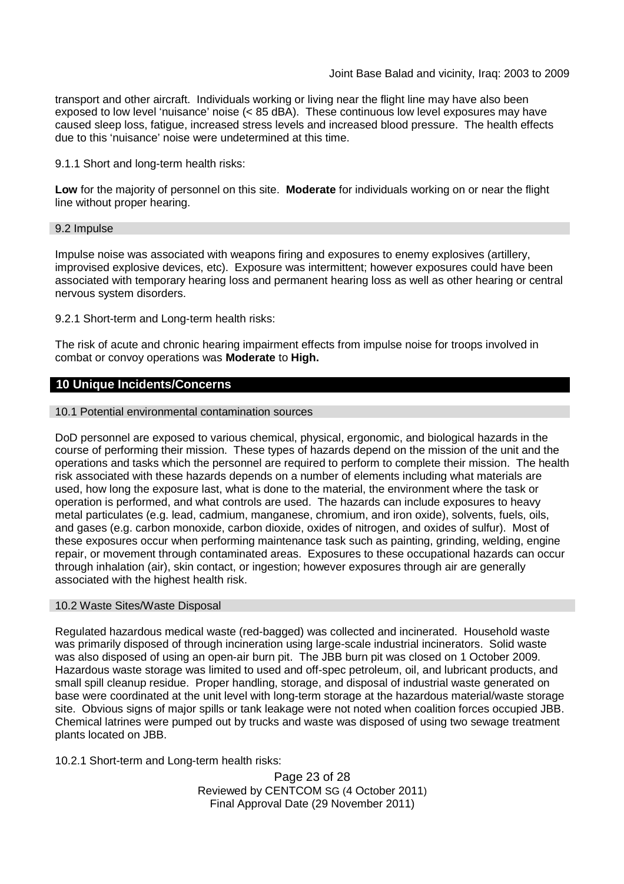transport and other aircraft. Individuals working or living near the flight line may have also been exposed to low level 'nuisance' noise (< 85 dBA). These continuous low level exposures may have caused sleep loss, fatigue, increased stress levels and increased blood pressure. The health effects due to this 'nuisance' noise were undetermined at this time.

9.1.1 Short and long-term health risks:

**Low** for the majority of personnel on this site. **Moderate** for individuals working on or near the flight line without proper hearing.

### 9.2 Impulse

Impulse noise was associated with weapons firing and exposures to enemy explosives (artillery, improvised explosive devices, etc). Exposure was intermittent; however exposures could have been associated with temporary hearing loss and permanent hearing loss as well as other hearing or central nervous system disorders.

9.2.1 Short-term and Long-term health risks:

The risk of acute and chronic hearing impairment effects from impulse noise for troops involved in combat or convoy operations was **Moderate** to **High.**

## 10 Unique Incidents/Concerns

### 10.1 Potential environmental contamination sources

DoD personnel are exposed to various chemical, physical, ergonomic, and biological hazards in the course of performing their mission. These types of hazards depend on the mission of the unit and the operations and tasks which the personnel are required to perform to complete their mission. The health risk associated with these hazards depends on a number of elements including what materials are used, how long the exposure last, what is done to the material, the environment where the task or operation is performed, and what controls are used. The hazards can include exposures to heavy metal particulates (e.g. lead, cadmium, manganese, chromium, and iron oxide), solvents, fuels, oils, and gases (e.g. carbon monoxide, carbon dioxide, oxides of nitrogen, and oxides of sulfur). Most of these exposures occur when performing maintenance task such as painting, grinding, welding, engine repair, or movement through contaminated areas. Exposures to these occupational hazards can occur through inhalation (air), skin contact, or ingestion; however exposures through air are generally associated with the highest health risk.

### 10.2 Waste Sites/Waste Disposal

Regulated hazardous medical waste (red-bagged) was collected and incinerated. Household waste was primarily disposed of through incineration using large-scale industrial incinerators. Solid waste was also disposed of using an open-air burn pit. The JBB burn pit was closed on 1 October 2009. Hazardous waste storage was limited to used and off-spec petroleum, oil, and lubricant products, and small spill cleanup residue. Proper handling, storage, and disposal of industrial waste generated on base were coordinated at the unit level with long-term storage at the hazardous material/waste storage site. Obvious signs of major spills or tank leakage were not noted when coalition forces occupied JBB. Chemical latrines were pumped out by trucks and waste was disposed of using two sewage treatment plants located on JBB.

10.2.1 Short-term and Long-term health risks: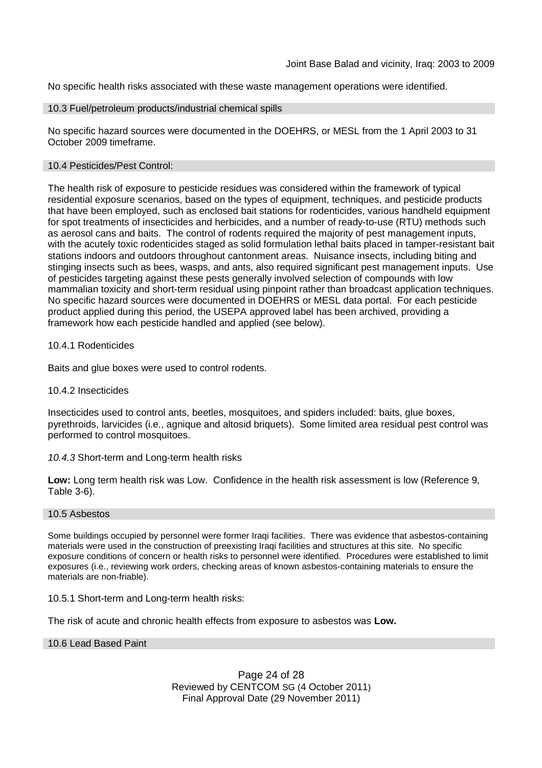No specific health risks associated with these waste management operations were identified.

## 10.3 Fuel/petroleum products/industrial chemical spills

No specific hazard sources were documented in the DOEHRS, or MESL from the 1 April 2003 to 31 October 2009 timeframe.

## 10.4 Pesticides/Pest Control:

The health risk of exposure to pesticide residues was considered within the framework of typical residential exposure scenarios, based on the types of equipment, techniques, and pesticide products that have been employed, such as enclosed bait stations for rodenticides, various handheld equipment for spot treatments of insecticides and herbicides, and a number of ready-to-use (RTU) methods such as aerosol cans and baits. The control of rodents required the majority of pest management inputs, with the acutely toxic rodenticides staged as solid formulation lethal baits placed in tamper-resistant bait stations indoors and outdoors throughout cantonment areas. Nuisance insects, including biting and stinging insects such as bees, wasps, and ants, also required significant pest management inputs. Use of pesticides targeting against these pests generally involved selection of compounds with low mammalian toxicity and short-term residual using pinpoint rather than broadcast application techniques. No specific hazard sources were documented in DOEHRS or MESL data portal. For each pesticide product applied during this period, the USEPA approved label has been archived, providing a framework how each pesticide handled and applied (see below).

### 10.4.1 Rodenticides

Baits and glue boxes were used to control rodents.

### 10.4.2 Insecticides

Insecticides used to control ants, beetles, mosquitoes, and spiders included: baits, glue boxes, pyrethroids, larvicides (i.e., agnique and altosid briquets). Some limited area residual pest control was performed to control mosquitoes.

### *10.4.3* Short-term and Long-term health risks

**Low:** Long term health risk was Low. Confidence in the health risk assessment is low (Reference 9, Table 3-6).

## 10.5 Asbestos

Some buildings occupied by personnel were former Iraqi facilities. There was evidence that asbestos-containing materials were used in the construction of preexisting Iraqi facilities and structures at this site. No specific exposure conditions of concern or health risks to personnel were identified. Procedures were established to limit exposures (i.e., reviewing work orders, checking areas of known asbestos-containing materials to ensure the materials are non-friable).

### 10.5.1 Short-term and Long-term health risks:

The risk of acute and chronic health effects from exposure to asbestos was **Low.**

## 10.6 Lead Based Paint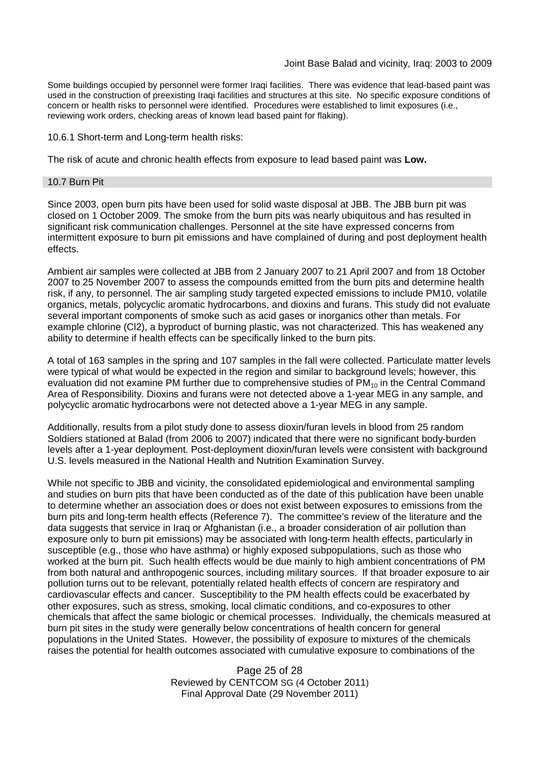Some buildings occupied by personnel were former Iraqi facilities. There was evidence that lead-based paint was used in the construction of preexisting Iraqi facilities and structures at this site. No specific exposure conditions of concern or health risks to personnel were identified. Procedures were established to limit exposures (i.e., reviewing work orders, checking areas of known lead based paint for flaking).

10.6.1 Short-term and Long-term health risks:

The risk of acute and chronic health effects from exposure to lead based paint was **Low.**

### 10.7 Burn Pit

Since 2003, open burn pits have been used for solid waste disposal at JBB. The JBB burn pit was closed on 1 October 2009. The smoke from the burn pits was nearly ubiquitous and has resulted in significant risk communication challenges. Personnel at the site have expressed concerns from intermittent exposure to burn pit emissions and have complained of during and post deployment health effects.

Ambient air samples were collected at JBB from 2 January 2007 to 21 April 2007 and from 18 October 2007 to 25 November 2007 to assess the compounds emitted from the burn pits and determine health risk, if any, to personnel. The air sampling study targeted expected emissions to include PM10, volatile organics, metals, polycyclic aromatic hydrocarbons, and dioxins and furans. This study did not evaluate several important components of smoke such as acid gases or inorganics other than metals. For example chlorine ($Cl_2$), a byproduct of burning plastic, was not characterized. This has weakened any ability to determine if health effects can be specifically linked to the burn pits.

A total of 163 samples in the spring and 107 samples in the fall were collected. Particulate matter levels were typical of what would be expected in the region and similar to background levels; however, this evaluation did not examine PM further due to comprehensive studies of $PM_{10}$ in the Central Command Area of Responsibility. Dioxins and furans were not detected above a 1-year MEG in any sample, and polycyclic aromatic hydrocarbons were not detected above a 1-year MEG in any sample.

Additionally, results from a pilot study done to assess dioxin/furan levels in blood from 25 random Soldiers stationed at Balad (from 2006 to 2007) indicated that there were no significant body-burden levels after a 1-year deployment. Post-deployment dioxin/furan levels were consistent with background U.S. levels measured in the National Health and Nutrition Examination Survey.

While not specific to JBB and vicinity, the consolidated epidemiological and environmental sampling and studies on burn pits that have been conducted as of the date of this publication have been unable to determine whether an association does or does not exist between exposures to emissions from the burn pits and long-term health effects (Reference 7). The committee's review of the literature and the data suggests that service in Iraq or Afghanistan (i.e., a broader consideration of air pollution than exposure only to burn pit emissions) may be associated with long-term health effects, particularly in susceptible (e.g., those who have asthma) or highly exposed subpopulations, such as those who worked at the burn pit. Such health effects would be due mainly to high ambient concentrations of PM from both natural and anthropogenic sources, including military sources. If that broader exposure to air pollution turns out to be relevant, potentially related health effects of concern are respiratory and cardiovascular effects and cancer. Susceptibility to the PM health effects could be exacerbated by other exposures, such as stress, smoking, local climatic conditions, and co-exposures to other chemicals that affect the same biologic or chemical processes. Individually, the chemicals measured at burn pit sites in the study were generally below concentrations of health concern for general populations in the United States. However, the possibility of exposure to mixtures of the chemicals raises the potential for health outcomes associated with cumulative exposure to combinations of the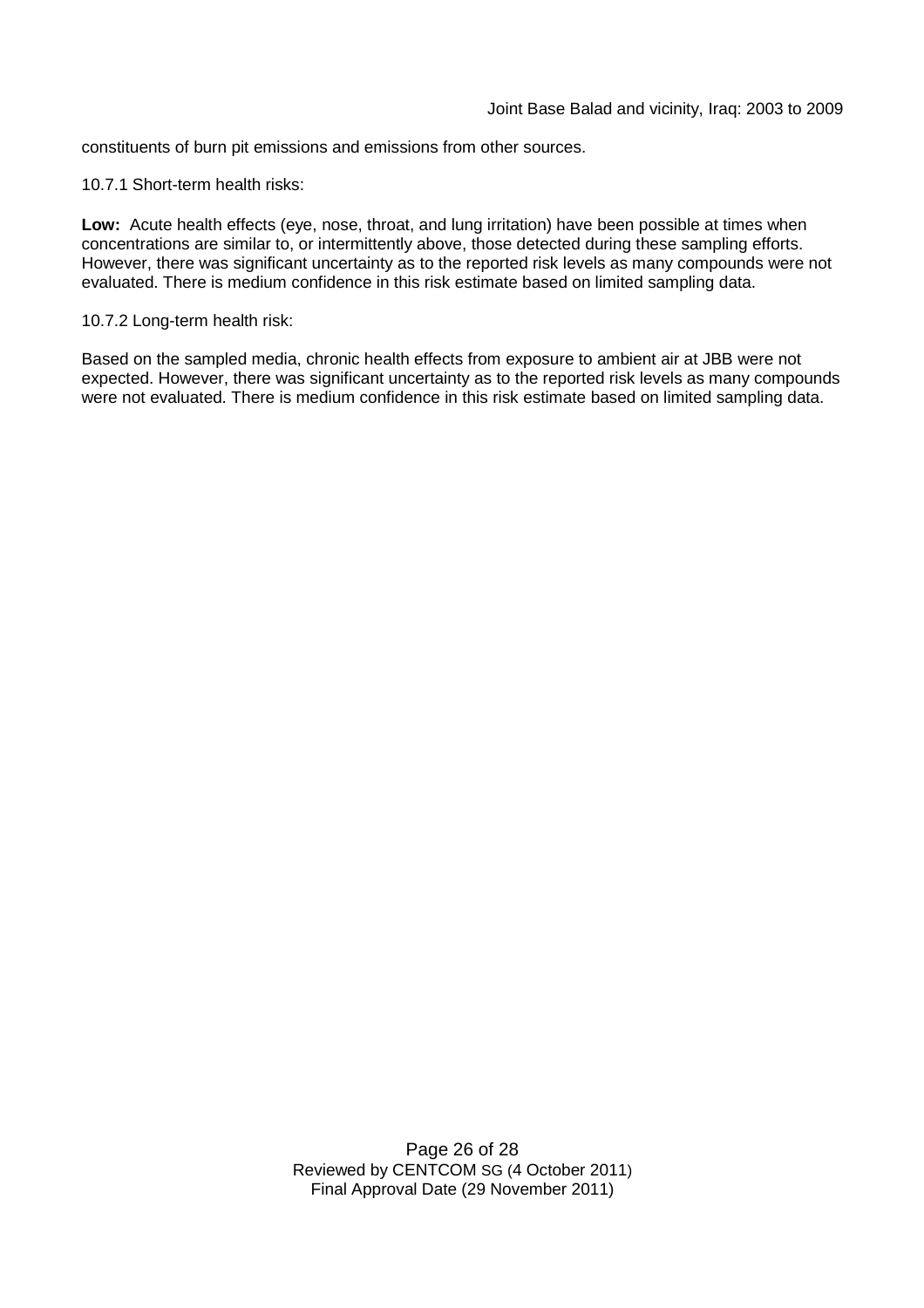constituents of burn pit emissions and emissions from other sources.

10.7.1 Short-term health risks:

**Low:** Acute health effects (eye, nose, throat, and lung irritation) have been possible at times when concentrations are similar to, or intermittently above, those detected during these sampling efforts. However, there was significant uncertainty as to the reported risk levels as many compounds were not evaluated. There is medium confidence in this risk estimate based on limited sampling data.

10.7.2 Long-term health risk:

Based on the sampled media, chronic health effects from exposure to ambient air at JBB were not expected. However, there was significant uncertainty as to the reported risk levels as many compounds were not evaluated. There is medium confidence in this risk estimate based on limited sampling data.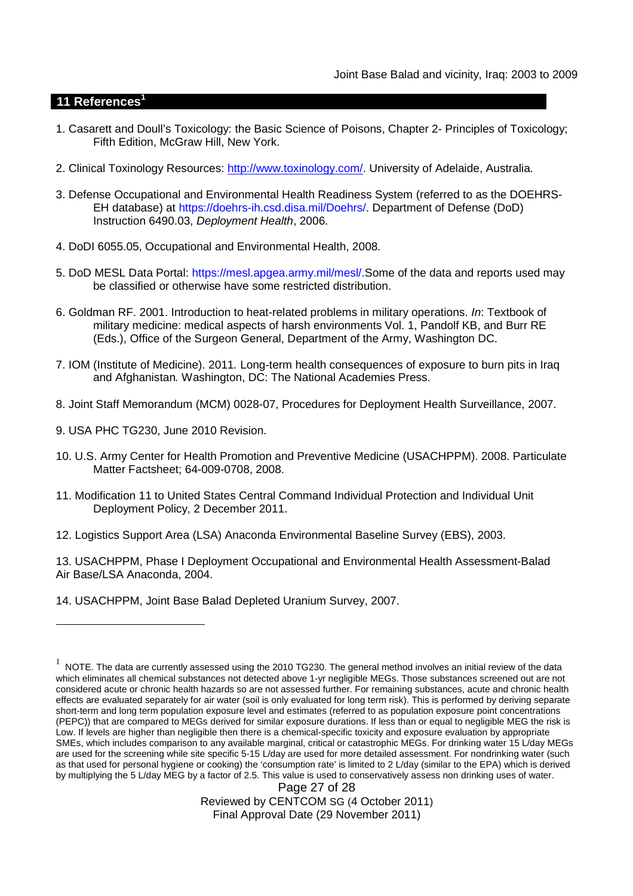## 11 References[1]

1. Casarett and Doull's Toxicology: the Basic Science of Poisons, Chapter 2- Principles of Toxicology; Fifth Edition, McGraw Hill, New York.

2. Clinical Toxinology Resources: http://www.toxinology.com/. University of Adelaide, Australia.

3. Defense Occupational and Environmental Health Readiness System (referred to as the DOEHRS-EH database) at https://doehrs-ih.csd.disa.mil/Doehrs/. Department of Defense (DoD) Instruction 6490.03, *Deployment Health*, 2006.

4. DoDI 6055.05, Occupational and Environmental Health, 2008.

5. DoD MESL Data Portal: https://mesl.apgea.army.mil/mesl/.Some of the data and reports used may be classified or otherwise have some restricted distribution.

6. Goldman RF. 2001. Introduction to heat-related problems in military operations. *In*: Textbook of military medicine: medical aspects of harsh environments Vol. 1, Pandolf KB, and Burr RE (Eds.), Office of the Surgeon General, Department of the Army, Washington DC.

7. IOM (Institute of Medicine). 2011. Long-term health consequences of exposure to burn pits in Iraq and Afghanistan*.* Washington, DC: The National Academies Press.

8. Joint Staff Memorandum (MCM) 0028-07, Procedures for Deployment Health Surveillance, 2007.

9. USA PHC TG230, June 2010 Revision.

10. U.S. Army Center for Health Promotion and Preventive Medicine (USACHPPM). 2008. Particulate Matter Factsheet; 64-009-0708, 2008.

11. Modification 11 to United States Central Command Individual Protection and Individual Unit Deployment Policy, 2 December 2011.

12. Logistics Support Area (LSA) Anaconda Environmental Baseline Survey (EBS), 2003.

13. USACHPPM, Phase I Deployment Occupational and Environmental Health Assessment-Balad Air Base/LSA Anaconda, 2004.

14. USACHPPM, Joint Base Balad Depleted Uranium Survey, 2007.

---

[1] NOTE. The data are currently assessed using the 2010 TG230. The general method involves an initial review of the data which eliminates all chemical substances not detected above 1-yr negligible MEGs. Those substances screened out are not considered acute or chronic health hazards so are not assessed further. For remaining substances, acute and chronic health effects are evaluated separately for air water (soil is only evaluated for long term risk). This is performed by deriving separate short-term and long term population exposure level and estimates (referred to as population exposure point concentrations (PEPC)) that are compared to MEGs derived for similar exposure durations. If less than or equal to negligible MEG the risk is Low. If levels are higher than negligible then there is a chemical-specific toxicity and exposure evaluation by appropriate SMEs, which includes comparison to any available marginal, critical or catastrophic MEGs. For drinking water 15 L/day MEGs are used for the screening while site specific 5-15 L/day are used for more detailed assessment. For nondrinking water (such as that used for personal hygiene or cooking) the 'consumption rate' is limited to 2 L/day (similar to the EPA) which is derived by multiplying the 5 L/day MEG by a factor of 2.5. This value is used to conservatively assess non drinking uses of water.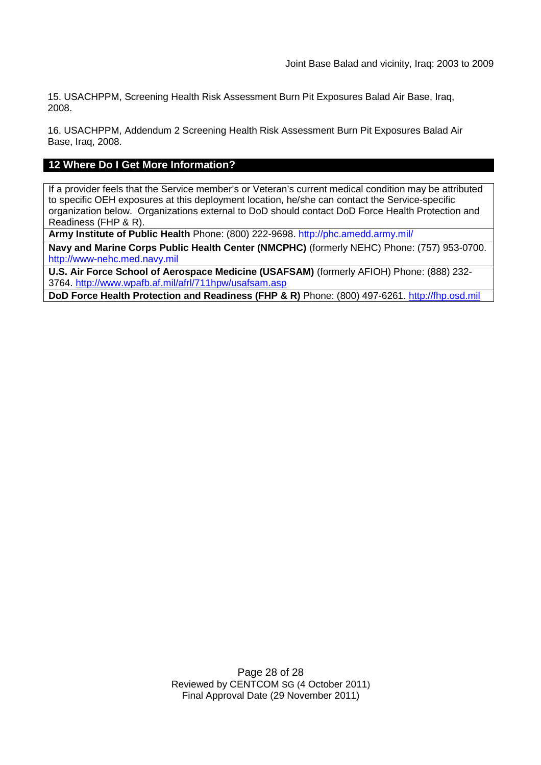15. USACHPPM, Screening Health Risk Assessment Burn Pit Exposures Balad Air Base, Iraq, 2008.

16. USACHPPM, Addendum 2 Screening Health Risk Assessment Burn Pit Exposures Balad Air Base, Iraq, 2008.

## 12 Where Do I Get More Information?

| |
|---|
| If a provider feels that the Service member's or Veteran's current medical condition may be attributed to specific OEH exposures at this deployment location, he/she can contact the Service-specific organization below. Organizations external to DoD should contact DoD Force Health Protection and Readiness (FHP & R). |
| **Army Institute of Public Health** Phone: (800) 222-9698. http://phc.amedd.army.mil/ |
| **Navy and Marine Corps Public Health Center (NMCPHC)** (formerly NEHC) Phone: (757) 953-0700. http://www-nehc.med.navy.mil |
| **U.S. Air Force School of Aerospace Medicine (USAFSAM)** (formerly AFIOH) Phone: (888) 232-3764. http://www.wpafb.af.mil/afrl/711hpw/usafsam.asp |
| **DoD Force Health Protection and Readiness (FHP & R)** Phone: (800) 497-6261. http://fhp.osd.mil |

Reviewed by CENTCOM SG (4 October 2011)
Final Approval Date (29 November 2011)